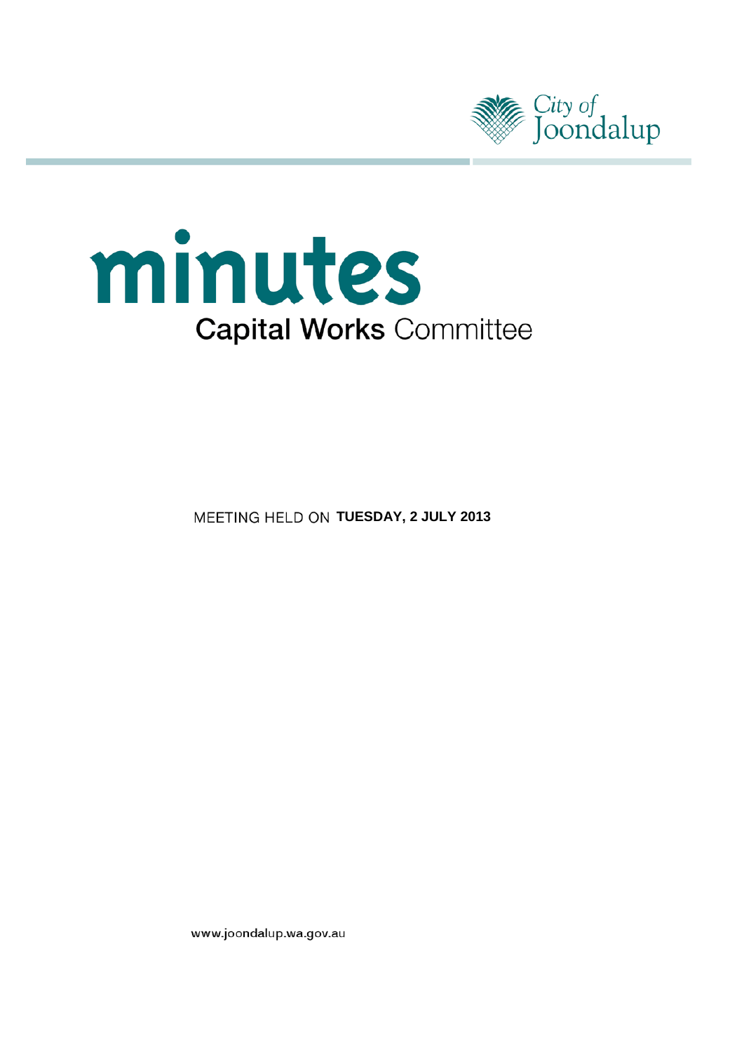City of Joondalup

# minutes

## Capital Works Committee

MEETING HELD ON **TUESDAY, 2 JULY 2013**

www.joondalup.wa.gov.au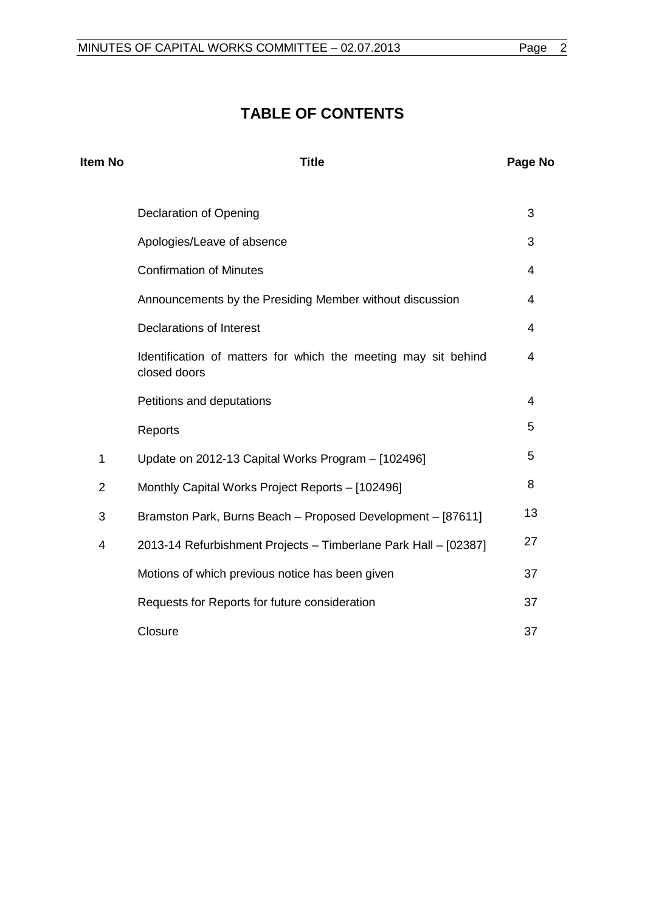# TABLE OF CONTENTS

| Item No | Title | Page No |
|---|---|---|
| | Declaration of Opening | 3 |
| | Apologies/Leave of absence | 3 |
| | Confirmation of Minutes | 4 |
| | Announcements by the Presiding Member without discussion | 4 |
| | Declarations of Interest | 4 |
| | Identification of matters for which the meeting may sit behind closed doors | 4 |
| | Petitions and deputations | 4 |
| | Reports | 5 |
| 1 | Update on 2012-13 Capital Works Program – [102496] | 5 |
| 2 | Monthly Capital Works Project Reports – [102496] | 8 |
| 3 | Bramston Park, Burns Beach – Proposed Development – [87611] | 13 |
| 4 | 2013-14 Refurbishment Projects – Timberlane Park Hall – [02387] | 27 |
| | Motions of which previous notice has been given | 37 |
| | Requests for Reports for future consideration | 37 |
| | Closure | 37 |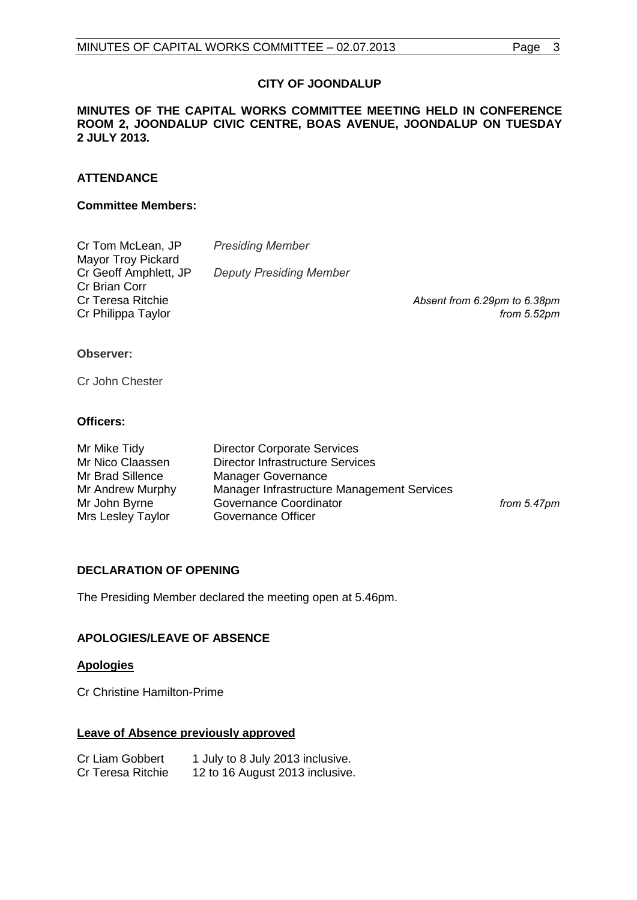**CITY OF JOONDALUP**

**MINUTES OF THE CAPITAL WORKS COMMITTEE MEETING HELD IN CONFERENCE ROOM 2, JOONDALUP CIVIC CENTRE, BOAS AVENUE, JOONDALUP ON TUESDAY 2 JULY 2013.**

## ATTENDANCE

### Committee Members:

| | | |
|---|---|---|
| Cr Tom McLean, JP | *Presiding Member* | |
| Mayor Troy Pickard | | |
| Cr Geoff Amphlett, JP | *Deputy Presiding Member* | |
| Cr Brian Corr | | |
| Cr Teresa Ritchie | | *Absent from 6.29pm to 6.38pm* |
| Cr Philippa Taylor | | *from 5.52pm* |

### Observer:

Cr John Chester

### Officers:

| | | |
|---|---|---|
| Mr Mike Tidy | Director Corporate Services | |
| Mr Nico Claassen | Director Infrastructure Services | |
| Mr Brad Sillence | Manager Governance | |
| Mr Andrew Murphy | Manager Infrastructure Management Services | |
| Mr John Byrne | Governance Coordinator | *from 5.47pm* |
| Mrs Lesley Taylor | Governance Officer | |

## DECLARATION OF OPENING

The Presiding Member declared the meeting open at 5.46pm.

## APOLOGIES/LEAVE OF ABSENCE

**Apologies**

Cr Christine Hamilton-Prime

**Leave of Absence previously approved**

| | |
|---|---|
| Cr Liam Gobbert | 1 July to 8 July 2013 inclusive. |
| Cr Teresa Ritchie | 12 to 16 August 2013 inclusive. |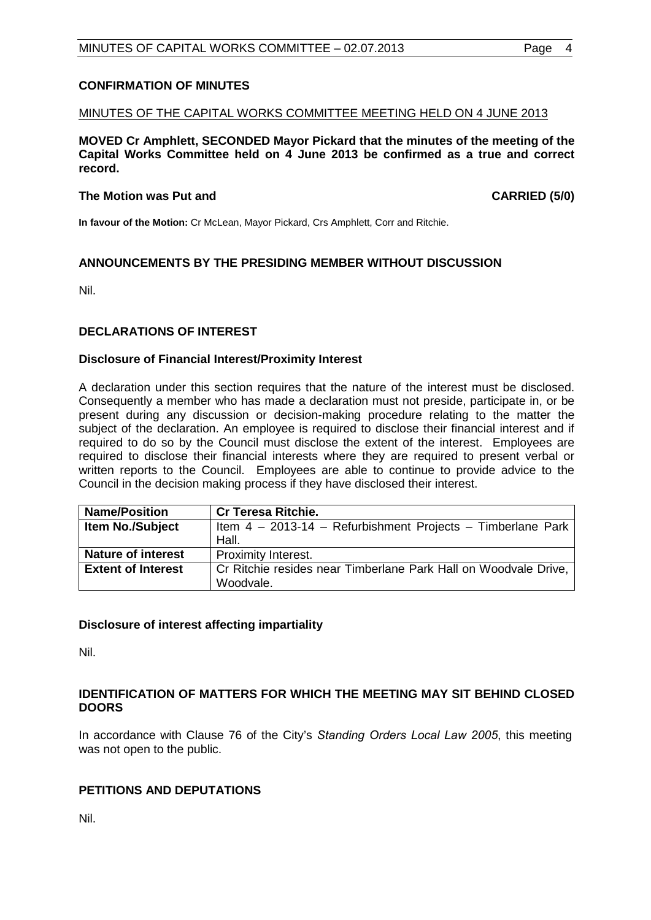## CONFIRMATION OF MINUTES

MINUTES OF THE CAPITAL WORKS COMMITTEE MEETING HELD ON 4 JUNE 2013

**MOVED Cr Amphlett, SECONDED Mayor Pickard that the minutes of the meeting of the Capital Works Committee held on 4 June 2013 be confirmed as a true and correct record.**

**The Motion was Put and CARRIED (5/0)**

**In favour of the Motion:** Cr McLean, Mayor Pickard, Crs Amphlett, Corr and Ritchie.

## ANNOUNCEMENTS BY THE PRESIDING MEMBER WITHOUT DISCUSSION

Nil.

## DECLARATIONS OF INTEREST

### Disclosure of Financial Interest/Proximity Interest

A declaration under this section requires that the nature of the interest must be disclosed. Consequently a member who has made a declaration must not preside, participate in, or be present during any discussion or decision-making procedure relating to the matter the subject of the declaration. An employee is required to disclose their financial interest and if required to do so by the Council must disclose the extent of the interest. Employees are required to disclose their financial interests where they are required to present verbal or written reports to the Council. Employees are able to continue to provide advice to the Council in the decision making process if they have disclosed their interest.

| **Name/Position** | **Cr Teresa Ritchie.** |
|---|---|
| **Item No./Subject** | Item 4 – 2013-14 – Refurbishment Projects – Timberlane Park Hall. |
| **Nature of interest** | Proximity Interest. |
| **Extent of Interest** | Cr Ritchie resides near Timberlane Park Hall on Woodvale Drive, Woodvale. |

### Disclosure of interest affecting impartiality

Nil.

## IDENTIFICATION OF MATTERS FOR WHICH THE MEETING MAY SIT BEHIND CLOSED DOORS

In accordance with Clause 76 of the City's *Standing Orders Local Law 2005*, this meeting was not open to the public.

## PETITIONS AND DEPUTATIONS

Nil.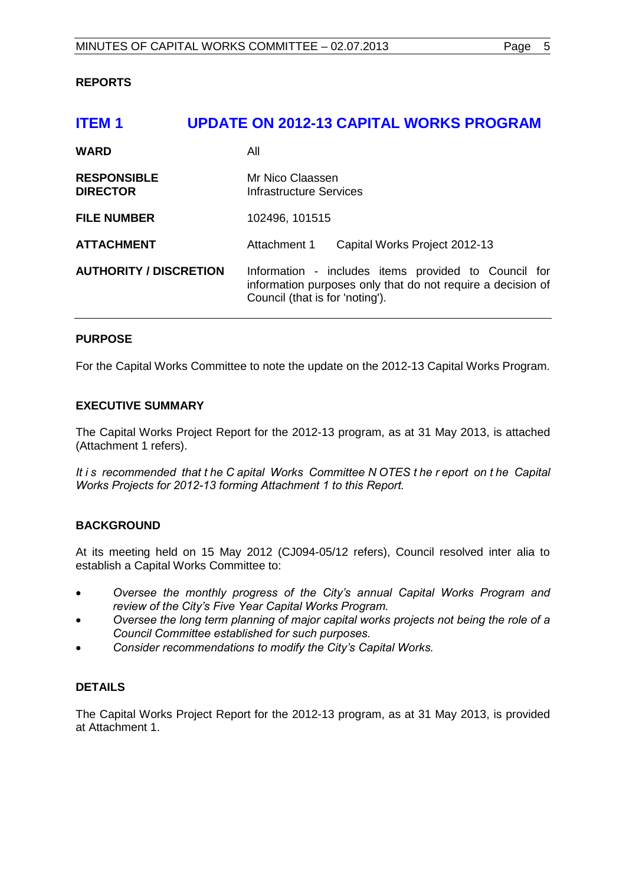## REPORTS

# ITEM 1 UPDATE ON 2012-13 CAPITAL WORKS PROGRAM

| | |
|---|---|
| **WARD** | All |
| **RESPONSIBLE DIRECTOR** | Mr Nico Claassen<br>Infrastructure Services |
| **FILE NUMBER** | 102496, 101515 |
| **ATTACHMENT** | Attachment 1 Capital Works Project 2012-13 |
| **AUTHORITY / DISCRETION** | Information - includes items provided to Council for information purposes only that do not require a decision of Council (that is for 'noting'). |

### PURPOSE

For the Capital Works Committee to note the update on the 2012-13 Capital Works Program.

### EXECUTIVE SUMMARY

The Capital Works Project Report for the 2012-13 program, as at 31 May 2013, is attached (Attachment 1 refers).

*It is recommended that the Capital Works Committee NOTES the report on the Capital Works Projects for 2012-13 forming Attachment 1 to this Report.*

### BACKGROUND

At its meeting held on 15 May 2012 (CJ094-05/12 refers), Council resolved inter alia to establish a Capital Works Committee to:

- *Oversee the monthly progress of the City's annual Capital Works Program and review of the City's Five Year Capital Works Program.*
- *Oversee the long term planning of major capital works projects not being the role of a Council Committee established for such purposes.*
- *Consider recommendations to modify the City's Capital Works.*

### DETAILS

The Capital Works Project Report for the 2012-13 program, as at 31 May 2013, is provided at Attachment 1.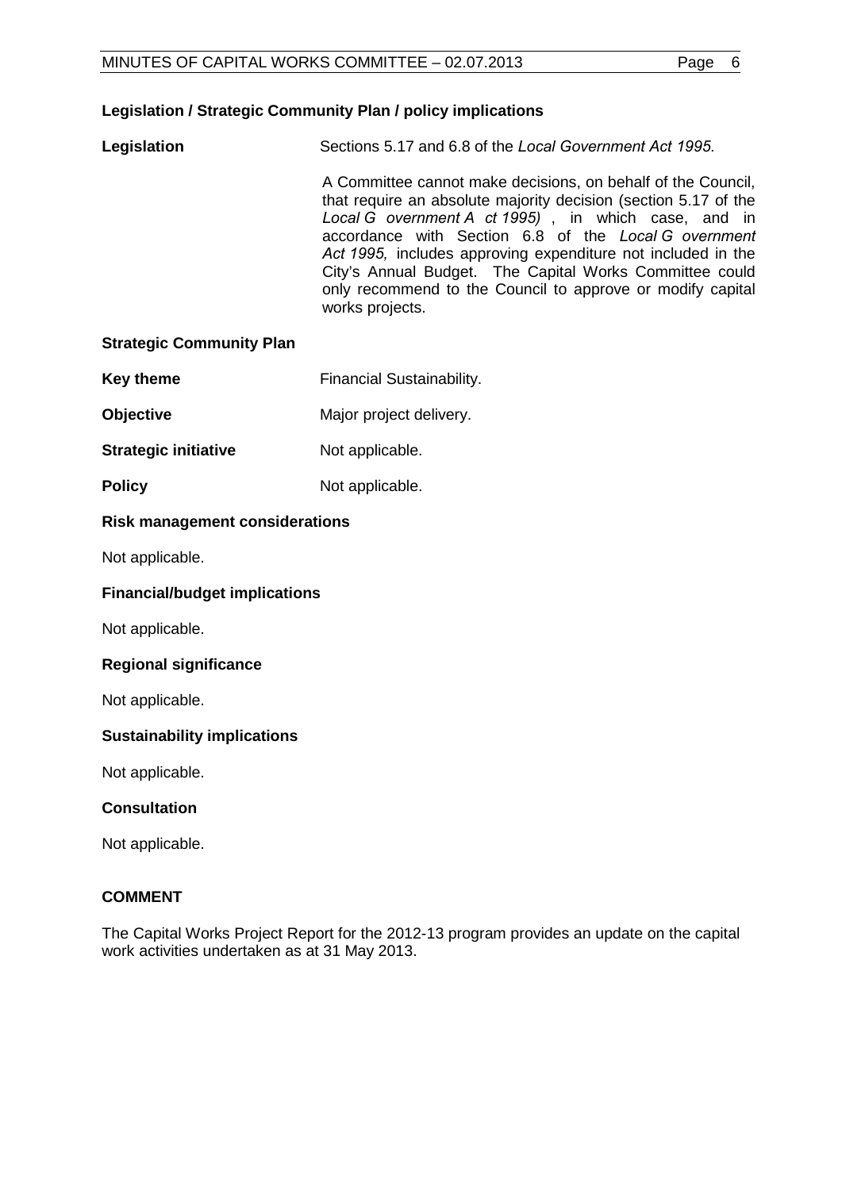**Legislation / Strategic Community Plan / policy implications**

**Legislation** Sections 5.17 and 6.8 of the *Local Government Act 1995.*

A Committee cannot make decisions, on behalf of the Council, that require an absolute majority decision (section 5.17 of the *Local Government Act 1995)*, in which case, and in accordance with Section 6.8 of the *Local Government Act 1995,* includes approving expenditure not included in the City's Annual Budget. The Capital Works Committee could only recommend to the Council to approve or modify capital works projects.

**Strategic Community Plan**

**Key theme** Financial Sustainability.

**Objective** Major project delivery.

**Strategic initiative** Not applicable.

**Policy** Not applicable.

**Risk management considerations**

Not applicable.

**Financial/budget implications**

Not applicable.

**Regional significance**

Not applicable.

**Sustainability implications**

Not applicable.

**Consultation**

Not applicable.

**COMMENT**

The Capital Works Project Report for the 2012-13 program provides an update on the capital work activities undertaken as at 31 May 2013.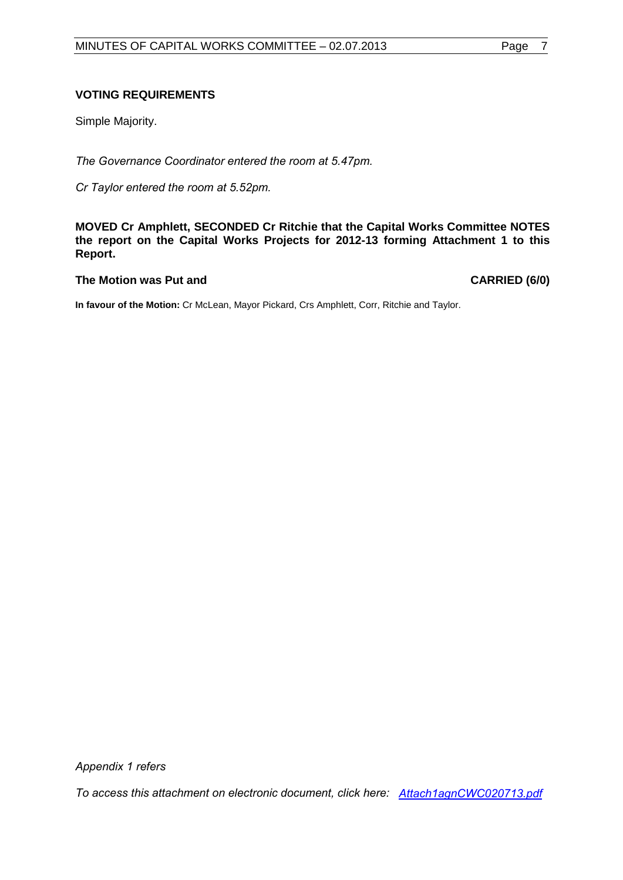### VOTING REQUIREMENTS

Simple Majority.

*The Governance Coordinator entered the room at 5.47pm.*

*Cr Taylor entered the room at 5.52pm.*

**MOVED Cr Amphlett, SECONDED Cr Ritchie that the Capital Works Committee NOTES the report on the Capital Works Projects for 2012-13 forming Attachment 1 to this Report.**

**The Motion was Put and CARRIED (6/0)**

**In favour of the Motion:** Cr McLean, Mayor Pickard, Crs Amphlett, Corr, Ritchie and Taylor.

*Appendix 1 refers*

*To access this attachment on electronic document, click here: Attach1agnCWC020713.pdf*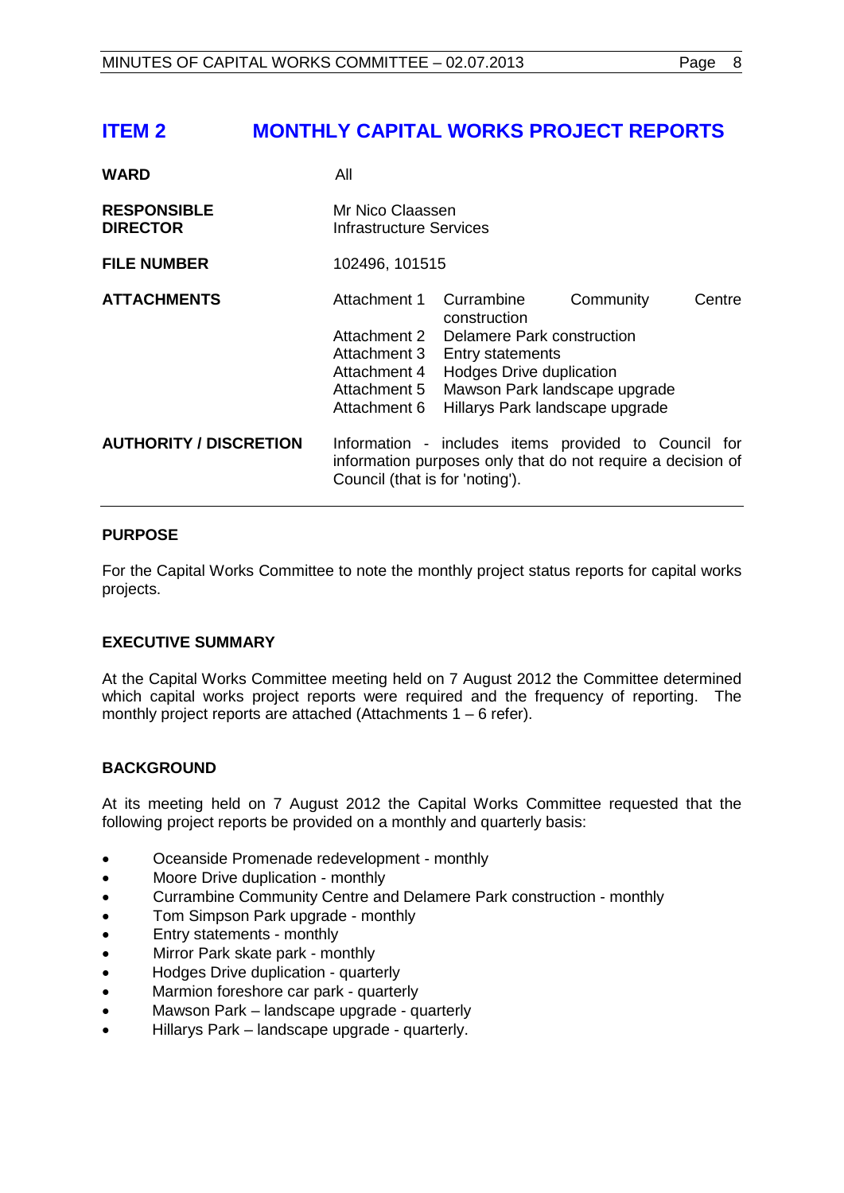## ITEM 2 MONTHLY CAPITAL WORKS PROJECT REPORTS

| | |
|---|---|
| **WARD** | All |
| **RESPONSIBLE DIRECTOR** | Mr Nico Claassen<br>Infrastructure Services |
| **FILE NUMBER** | 102496, 101515 |
| **ATTACHMENTS** | Attachment 1 Currambine Community Centre construction<br>Attachment 2 Delamere Park construction<br>Attachment 3 Entry statements<br>Attachment 4 Hodges Drive duplication<br>Attachment 5 Mawson Park landscape upgrade<br>Attachment 6 Hillarys Park landscape upgrade |
| **AUTHORITY / DISCRETION** | Information - includes items provided to Council for information purposes only that do not require a decision of Council (that is for 'noting'). |

### PURPOSE

For the Capital Works Committee to note the monthly project status reports for capital works projects.

### EXECUTIVE SUMMARY

At the Capital Works Committee meeting held on 7 August 2012 the Committee determined which capital works project reports were required and the frequency of reporting. The monthly project reports are attached (Attachments 1 – 6 refer).

### BACKGROUND

At its meeting held on 7 August 2012 the Capital Works Committee requested that the following project reports be provided on a monthly and quarterly basis:

- Oceanside Promenade redevelopment - monthly
- Moore Drive duplication - monthly
- Currambine Community Centre and Delamere Park construction - monthly
- Tom Simpson Park upgrade - monthly
- Entry statements - monthly
- Mirror Park skate park - monthly
- Hodges Drive duplication - quarterly
- Marmion foreshore car park - quarterly
- Mawson Park – landscape upgrade - quarterly
- Hillarys Park – landscape upgrade - quarterly.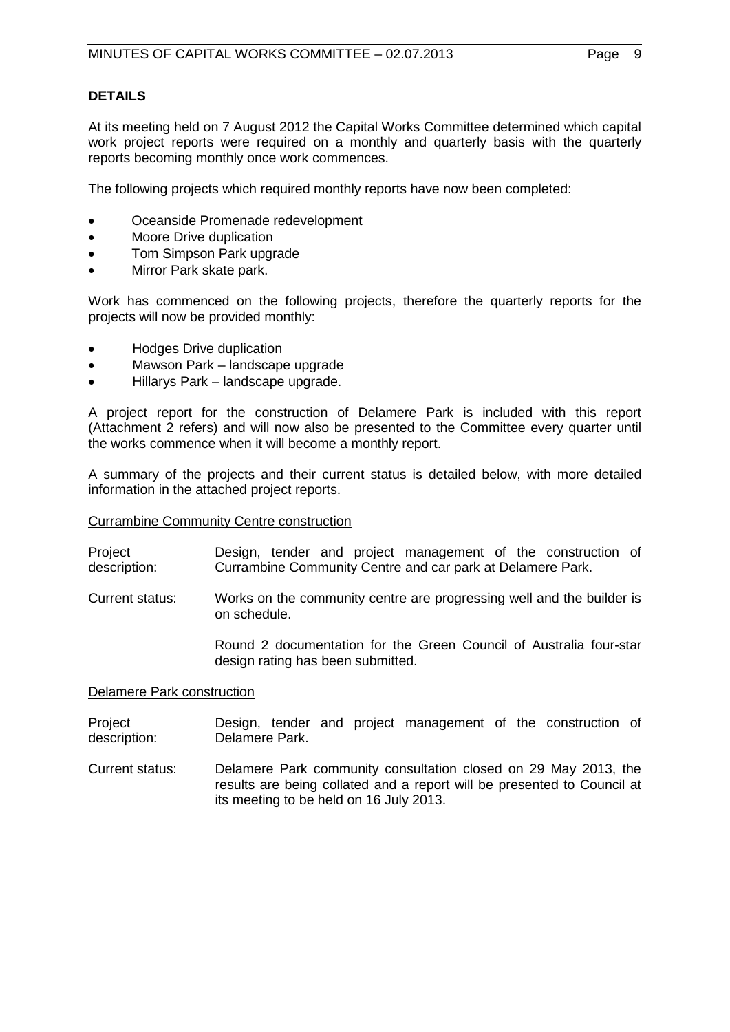**DETAILS**

At its meeting held on 7 August 2012 the Capital Works Committee determined which capital work project reports were required on a monthly and quarterly basis with the quarterly reports becoming monthly once work commences.

The following projects which required monthly reports have now been completed:

- Oceanside Promenade redevelopment
- Moore Drive duplication
- Tom Simpson Park upgrade
- Mirror Park skate park.

Work has commenced on the following projects, therefore the quarterly reports for the projects will now be provided monthly:

- Hodges Drive duplication
- Mawson Park – landscape upgrade
- Hillarys Park – landscape upgrade.

A project report for the construction of Delamere Park is included with this report (Attachment 2 refers) and will now also be presented to the Committee every quarter until the works commence when it will become a monthly report.

A summary of the projects and their current status is detailed below, with more detailed information in the attached project reports.

Currambine Community Centre construction

Project description: Design, tender and project management of the construction of Currambine Community Centre and car park at Delamere Park.

Current status: Works on the community centre are progressing well and the builder is on schedule.

Round 2 documentation for the Green Council of Australia four-star design rating has been submitted.

Delamere Park construction

Project description: Design, tender and project management of the construction of Delamere Park.

Current status: Delamere Park community consultation closed on 29 May 2013, the results are being collated and a report will be presented to Council at its meeting to be held on 16 July 2013.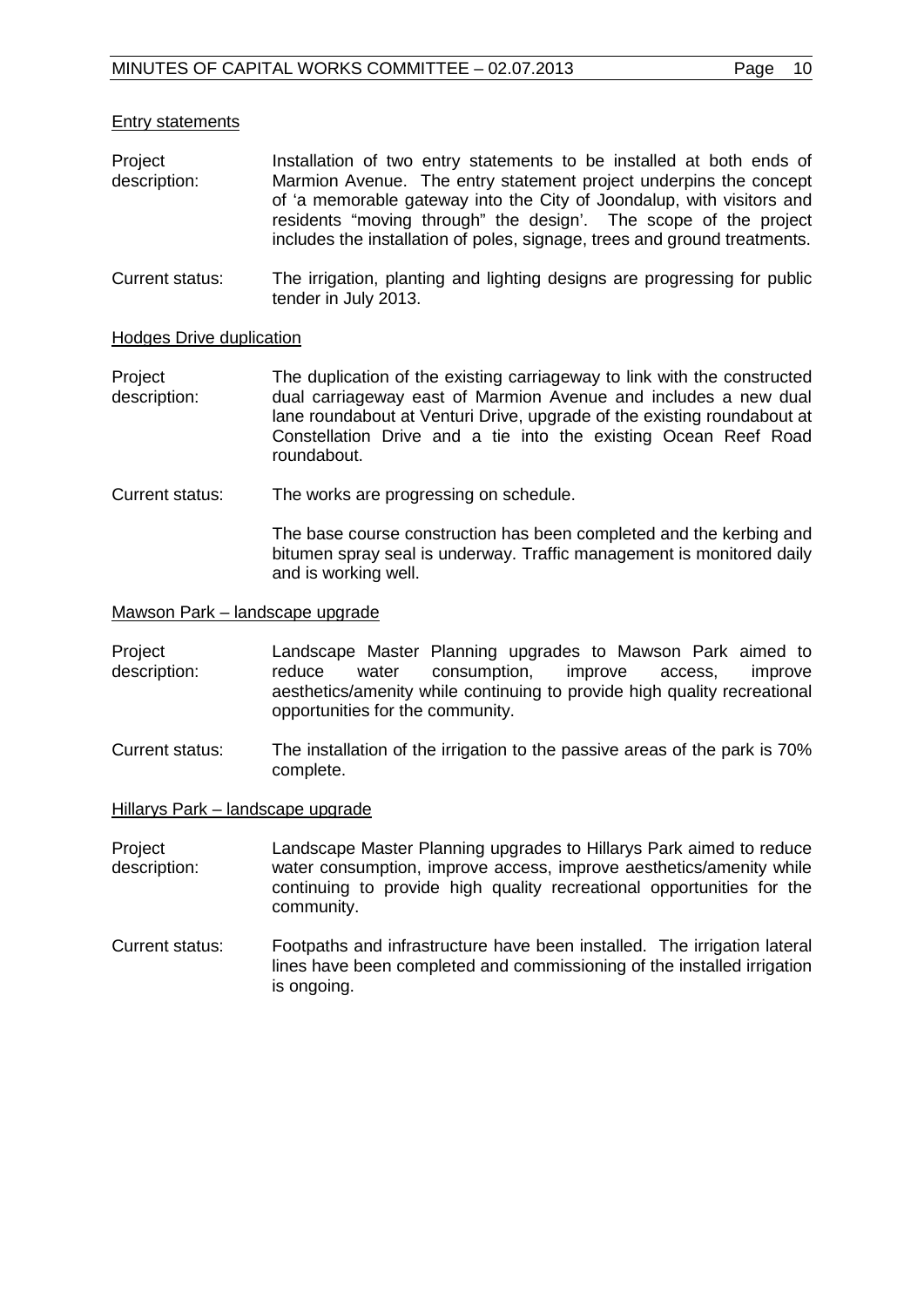<u>Entry statements</u>

| | |
|---|---|
| Project description: | Installation of two entry statements to be installed at both ends of Marmion Avenue. The entry statement project underpins the concept of 'a memorable gateway into the City of Joondalup, with visitors and residents "moving through" the design'. The scope of the project includes the installation of poles, signage, trees and ground treatments. |
| Current status: | The irrigation, planting and lighting designs are progressing for public tender in July 2013. |

<u>Hodges Drive duplication</u>

| | |
|---|---|
| Project description: | The duplication of the existing carriageway to link with the constructed dual carriageway east of Marmion Avenue and includes a new dual lane roundabout at Venturi Drive, upgrade of the existing roundabout at Constellation Drive and a tie into the existing Ocean Reef Road roundabout. |
| Current status: | The works are progressing on schedule.<br><br>The base course construction has been completed and the kerbing and bitumen spray seal is underway. Traffic management is monitored daily and is working well. |

<u>Mawson Park – landscape upgrade</u>

| | |
|---|---|
| Project description: | Landscape Master Planning upgrades to Mawson Park aimed to reduce water consumption, improve access, improve aesthetics/amenity while continuing to provide high quality recreational opportunities for the community. |
| Current status: | The installation of the irrigation to the passive areas of the park is 70% complete. |

<u>Hillarys Park – landscape upgrade</u>

| | |
|---|---|
| Project description: | Landscape Master Planning upgrades to Hillarys Park aimed to reduce water consumption, improve access, improve aesthetics/amenity while continuing to provide high quality recreational opportunities for the community. |
| Current status: | Footpaths and infrastructure have been installed. The irrigation lateral lines have been completed and commissioning of the installed irrigation is ongoing. |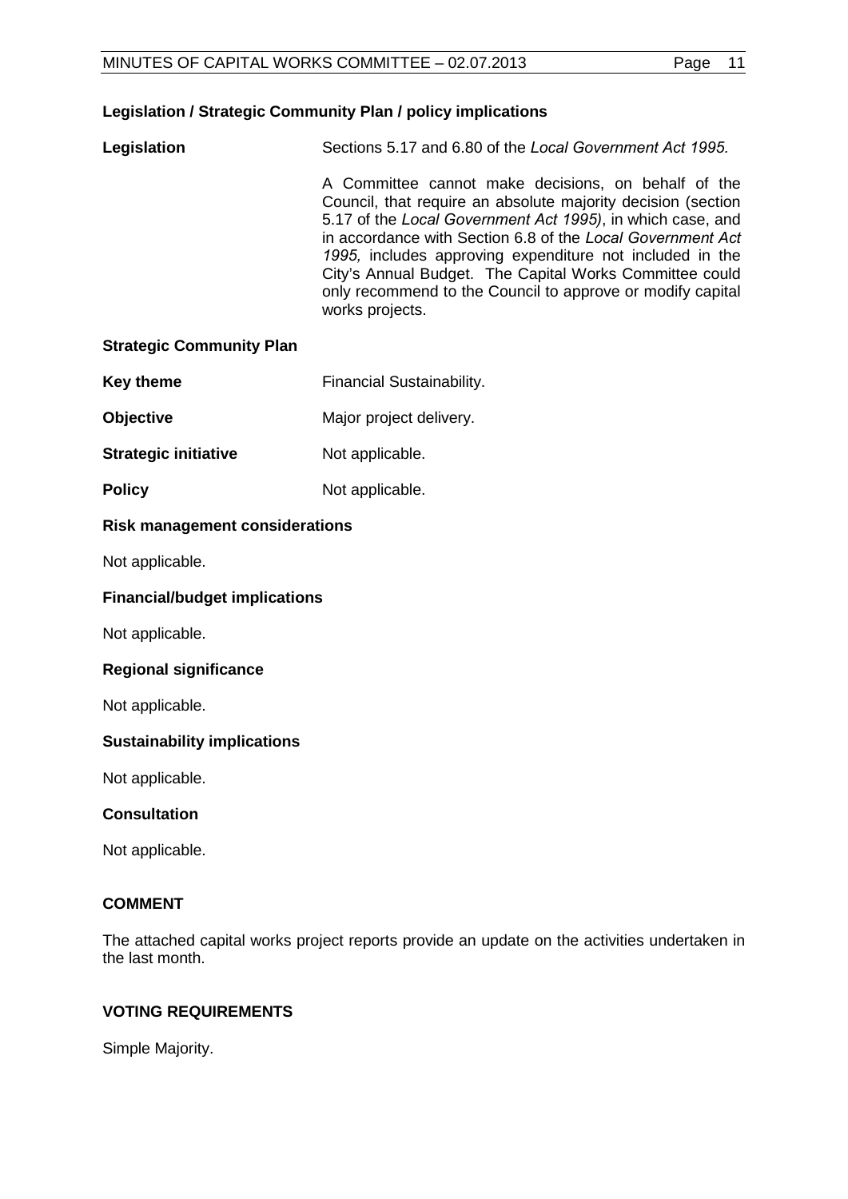**Legislation / Strategic Community Plan / policy implications**

**Legislation** Sections 5.17 and 6.80 of the *Local Government Act 1995.*

A Committee cannot make decisions, on behalf of the Council, that require an absolute majority decision (section 5.17 of the *Local Government Act 1995)*, in which case, and in accordance with Section 6.8 of the *Local Government Act 1995,* includes approving expenditure not included in the City's Annual Budget. The Capital Works Committee could only recommend to the Council to approve or modify capital works projects.

**Strategic Community Plan**

**Key theme** Financial Sustainability.

**Objective** Major project delivery.

**Strategic initiative** Not applicable.

**Policy** Not applicable.

**Risk management considerations**

Not applicable.

**Financial/budget implications**

Not applicable.

**Regional significance**

Not applicable.

**Sustainability implications**

Not applicable.

**Consultation**

Not applicable.

**COMMENT**

The attached capital works project reports provide an update on the activities undertaken in the last month.

**VOTING REQUIREMENTS**

Simple Majority.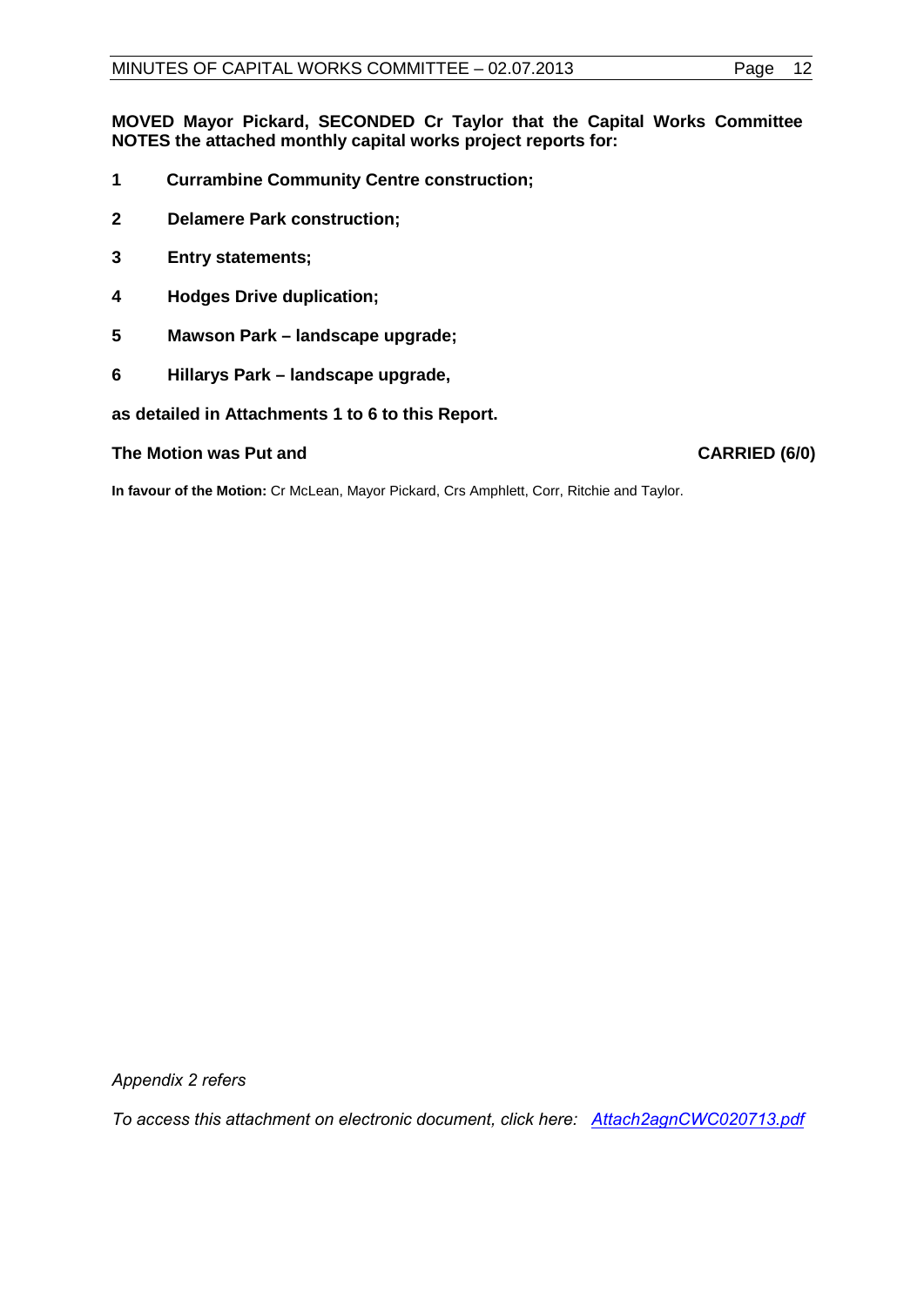**MOVED Mayor Pickard, SECONDED Cr Taylor that the Capital Works Committee NOTES the attached monthly capital works project reports for:**

**1 Currambine Community Centre construction;**

**2 Delamere Park construction;**

**3 Entry statements;**

**4 Hodges Drive duplication;**

**5 Mawson Park – landscape upgrade;**

**6 Hillarys Park – landscape upgrade,**

**as detailed in Attachments 1 to 6 to this Report.**

**The Motion was Put and CARRIED (6/0)**

**In favour of the Motion:** Cr McLean, Mayor Pickard, Crs Amphlett, Corr, Ritchie and Taylor.

*Appendix 2 refers*

*To access this attachment on electronic document, click here: Attach2agnCWC020713.pdf*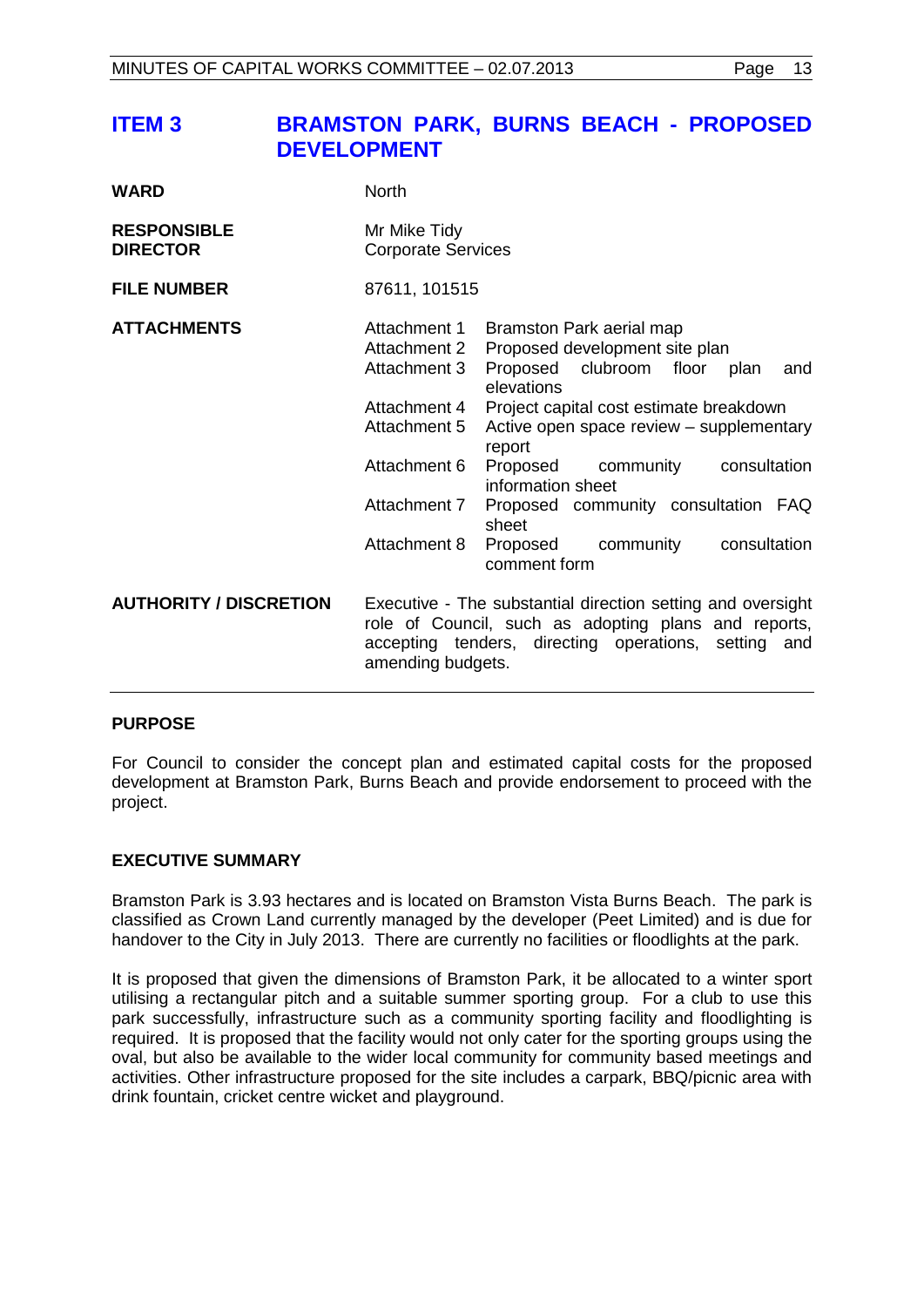## ITEM 3 BRAMSTON PARK, BURNS BEACH - PROPOSED DEVELOPMENT

| | |
|---|---|
| **WARD** | North |
| **RESPONSIBLE DIRECTOR** | Mr Mike Tidy<br>Corporate Services |
| **FILE NUMBER** | 87611, 101515 |
| **ATTACHMENTS** | Attachment 1 Bramston Park aerial map<br>Attachment 2 Proposed development site plan<br>Attachment 3 Proposed clubroom floor plan and elevations<br>Attachment 4 Project capital cost estimate breakdown<br>Attachment 5 Active open space review – supplementary report<br>Attachment 6 Proposed community consultation information sheet<br>Attachment 7 Proposed community consultation FAQ sheet<br>Attachment 8 Proposed community consultation comment form |
| **AUTHORITY / DISCRETION** | Executive - The substantial direction setting and oversight role of Council, such as adopting plans and reports, accepting tenders, directing operations, setting and amending budgets. |

### PURPOSE

For Council to consider the concept plan and estimated capital costs for the proposed development at Bramston Park, Burns Beach and provide endorsement to proceed with the project.

### EXECUTIVE SUMMARY

Bramston Park is 3.93 hectares and is located on Bramston Vista Burns Beach. The park is classified as Crown Land currently managed by the developer (Peet Limited) and is due for handover to the City in July 2013. There are currently no facilities or floodlights at the park.

It is proposed that given the dimensions of Bramston Park, it be allocated to a winter sport utilising a rectangular pitch and a suitable summer sporting group. For a club to use this park successfully, infrastructure such as a community sporting facility and floodlighting is required. It is proposed that the facility would not only cater for the sporting groups using the oval, but also be available to the wider local community for community based meetings and activities. Other infrastructure proposed for the site includes a carpark, BBQ/picnic area with drink fountain, cricket centre wicket and playground.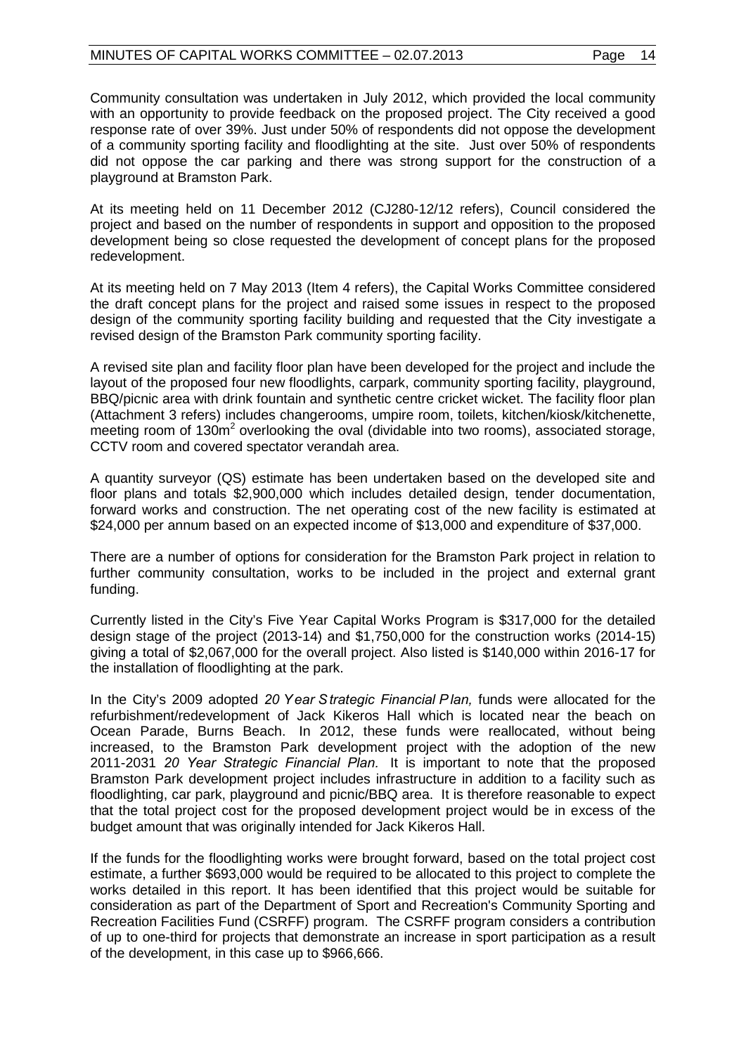Community consultation was undertaken in July 2012, which provided the local community with an opportunity to provide feedback on the proposed project. The City received a good response rate of over 39%. Just under 50% of respondents did not oppose the development of a community sporting facility and floodlighting at the site. Just over 50% of respondents did not oppose the car parking and there was strong support for the construction of a playground at Bramston Park.

At its meeting held on 11 December 2012 (CJ280-12/12 refers), Council considered the project and based on the number of respondents in support and opposition to the proposed development being so close requested the development of concept plans for the proposed redevelopment.

At its meeting held on 7 May 2013 (Item 4 refers), the Capital Works Committee considered the draft concept plans for the project and raised some issues in respect to the proposed design of the community sporting facility building and requested that the City investigate a revised design of the Bramston Park community sporting facility.

A revised site plan and facility floor plan have been developed for the project and include the layout of the proposed four new floodlights, carpark, community sporting facility, playground, BBQ/picnic area with drink fountain and synthetic centre cricket wicket. The facility floor plan (Attachment 3 refers) includes changerooms, umpire room, toilets, kitchen/kiosk/kitchenette, meeting room of 130m$^2$ overlooking the oval (dividable into two rooms), associated storage, CCTV room and covered spectator verandah area.

A quantity surveyor (QS) estimate has been undertaken based on the developed site and floor plans and totals $2,900,000 which includes detailed design, tender documentation, forward works and construction. The net operating cost of the new facility is estimated at $24,000 per annum based on an expected income of $13,000 and expenditure of $37,000.

There are a number of options for consideration for the Bramston Park project in relation to further community consultation, works to be included in the project and external grant funding.

Currently listed in the City's Five Year Capital Works Program is $317,000 for the detailed design stage of the project (2013-14) and $1,750,000 for the construction works (2014-15) giving a total of $2,067,000 for the overall project. Also listed is $140,000 within 2016-17 for the installation of floodlighting at the park.

In the City's 2009 adopted *20 Year Strategic Financial Plan,* funds were allocated for the refurbishment/redevelopment of Jack Kikeros Hall which is located near the beach on Ocean Parade, Burns Beach. In 2012, these funds were reallocated, without being increased, to the Bramston Park development project with the adoption of the new 2011-2031 *20 Year Strategic Financial Plan.* It is important to note that the proposed Bramston Park development project includes infrastructure in addition to a facility such as floodlighting, car park, playground and picnic/BBQ area. It is therefore reasonable to expect that the total project cost for the proposed development project would be in excess of the budget amount that was originally intended for Jack Kikeros Hall.

If the funds for the floodlighting works were brought forward, based on the total project cost estimate, a further $693,000 would be required to be allocated to this project to complete the works detailed in this report. It has been identified that this project would be suitable for consideration as part of the Department of Sport and Recreation's Community Sporting and Recreation Facilities Fund (CSRFF) program. The CSRFF program considers a contribution of up to one-third for projects that demonstrate an increase in sport participation as a result of the development, in this case up to $966,666.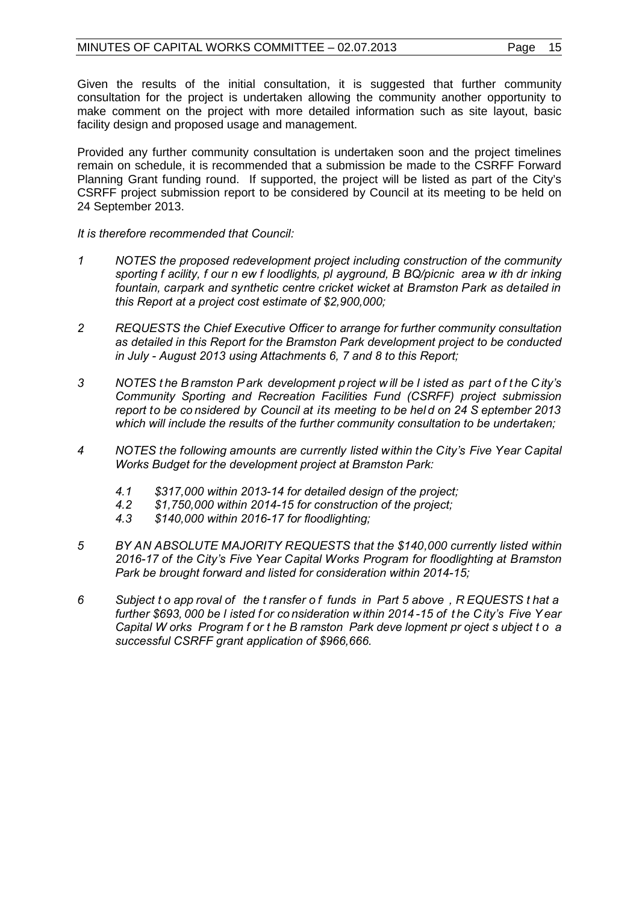Given the results of the initial consultation, it is suggested that further community consultation for the project is undertaken allowing the community another opportunity to make comment on the project with more detailed information such as site layout, basic facility design and proposed usage and management.

Provided any further community consultation is undertaken soon and the project timelines remain on schedule, it is recommended that a submission be made to the CSRFF Forward Planning Grant funding round. If supported, the project will be listed as part of the City's CSRFF project submission report to be considered by Council at its meeting to be held on 24 September 2013.

*It is therefore recommended that Council:*

1. *NOTES the proposed redevelopment project including construction of the community sporting facility, four new floodlights, playground, BBQ/picnic area with drinking fountain, carpark and synthetic centre cricket wicket at Bramston Park as detailed in this Report at a project cost estimate of $2,900,000;*

2. *REQUESTS the Chief Executive Officer to arrange for further community consultation as detailed in this Report for the Bramston Park development project to be conducted in July - August 2013 using Attachments 6, 7 and 8 to this Report;*

3. *NOTES the Bramston Park development project will be listed as part of the City's Community Sporting and Recreation Facilities Fund (CSRFF) project submission report to be considered by Council at its meeting to be held on 24 September 2013 which will include the results of the further community consultation to be undertaken;*

4. *NOTES the following amounts are currently listed within the City's Five Year Capital Works Budget for the development project at Bramston Park:*

   4.1 *$317,000 within 2013-14 for detailed design of the project;*
   
   4.2 *$1,750,000 within 2014-15 for construction of the project;*
   
   4.3 *$140,000 within 2016-17 for floodlighting;*

5. *BY AN ABSOLUTE MAJORITY REQUESTS that the $140,000 currently listed within 2016-17 of the City's Five Year Capital Works Program for floodlighting at Bramston Park be brought forward and listed for consideration within 2014-15;*

6. *Subject to approval of the transfer of funds in Part 5 above, REQUESTS that a further $693,000 be listed for consideration within 2014-15 of the City's Five Year Capital Works Program for the Bramston Park development project subject to a successful CSRFF grant application of $966,666.*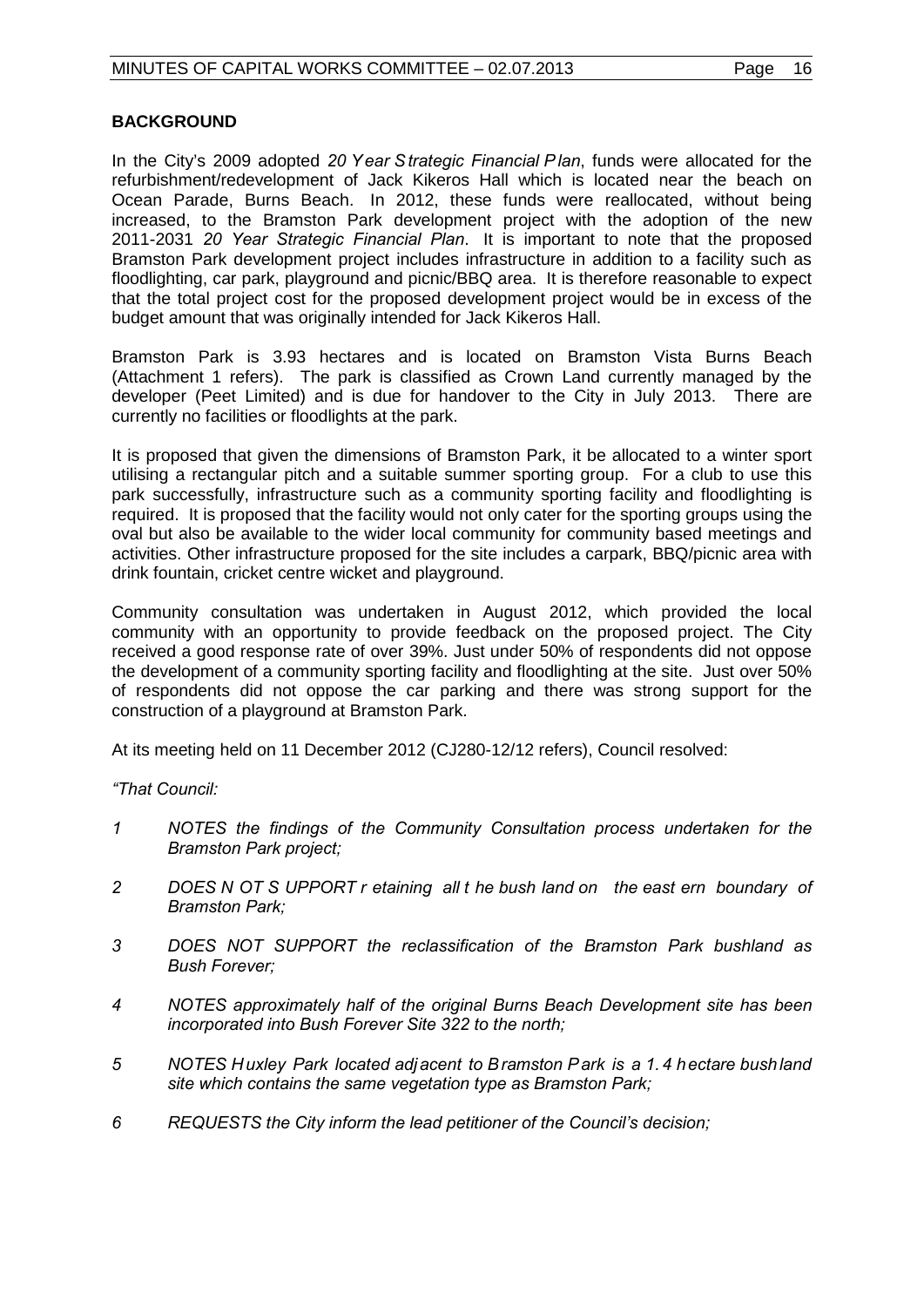**BACKGROUND**

In the City's 2009 adopted *20 Year Strategic Financial Plan*, funds were allocated for the refurbishment/redevelopment of Jack Kikeros Hall which is located near the beach on Ocean Parade, Burns Beach. In 2012, these funds were reallocated, without being increased, to the Bramston Park development project with the adoption of the new 2011-2031 *20 Year Strategic Financial Plan*. It is important to note that the proposed Bramston Park development project includes infrastructure in addition to a facility such as floodlighting, car park, playground and picnic/BBQ area. It is therefore reasonable to expect that the total project cost for the proposed development project would be in excess of the budget amount that was originally intended for Jack Kikeros Hall.

Bramston Park is 3.93 hectares and is located on Bramston Vista Burns Beach (Attachment 1 refers). The park is classified as Crown Land currently managed by the developer (Peet Limited) and is due for handover to the City in July 2013. There are currently no facilities or floodlights at the park.

It is proposed that given the dimensions of Bramston Park, it be allocated to a winter sport utilising a rectangular pitch and a suitable summer sporting group. For a club to use this park successfully, infrastructure such as a community sporting facility and floodlighting is required. It is proposed that the facility would not only cater for the sporting groups using the oval but also be available to the wider local community for community based meetings and activities. Other infrastructure proposed for the site includes a carpark, BBQ/picnic area with drink fountain, cricket centre wicket and playground.

Community consultation was undertaken in August 2012, which provided the local community with an opportunity to provide feedback on the proposed project. The City received a good response rate of over 39%. Just under 50% of respondents did not oppose the development of a community sporting facility and floodlighting at the site. Just over 50% of respondents did not oppose the car parking and there was strong support for the construction of a playground at Bramston Park.

At its meeting held on 11 December 2012 (CJ280-12/12 refers), Council resolved:

*"That Council:*

1. *NOTES the findings of the Community Consultation process undertaken for the Bramston Park project;*
2. *DOES NOT SUPPORT retaining all the bush land on the eastern boundary of Bramston Park;*
3. *DOES NOT SUPPORT the reclassification of the Bramston Park bushland as Bush Forever;*
4. *NOTES approximately half of the original Burns Beach Development site has been incorporated into Bush Forever Site 322 to the north;*
5. *NOTES Huxley Park located adjacent to Bramston Park is a 1.4 hectare bushland site which contains the same vegetation type as Bramston Park;*
6. *REQUESTS the City inform the lead petitioner of the Council's decision;*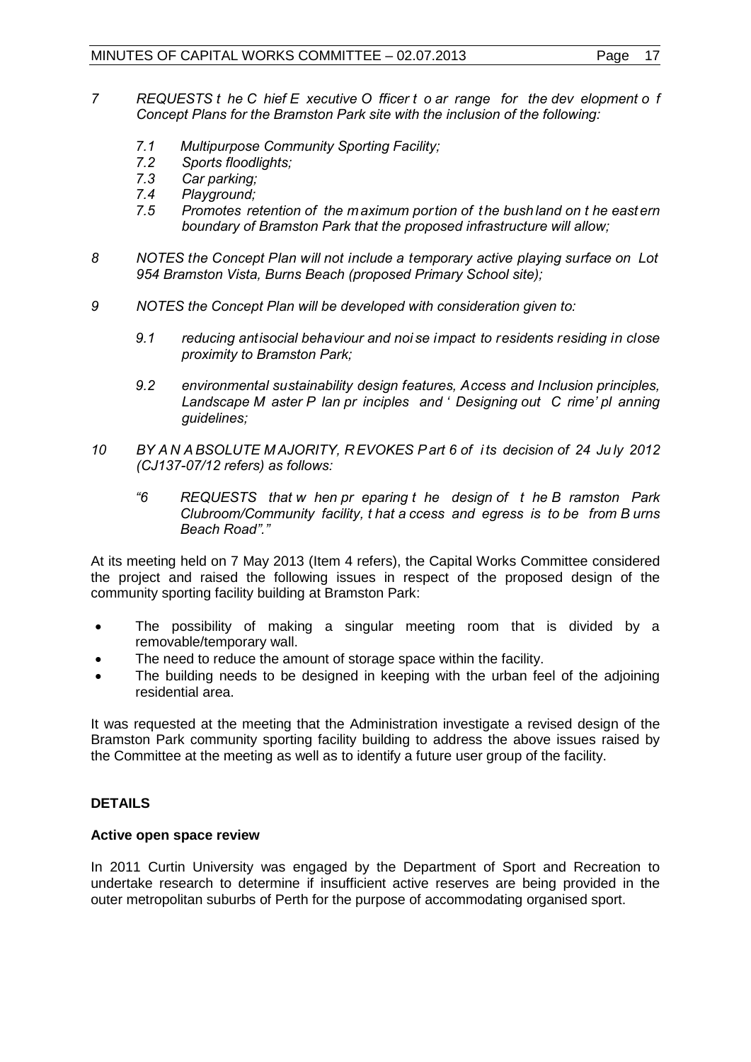*7 REQUESTS the Chief Executive Officer to arrange for the development of Concept Plans for the Bramston Park site with the inclusion of the following:*

*7.1 Multipurpose Community Sporting Facility;*
*7.2 Sports floodlights;*
*7.3 Car parking;*
*7.4 Playground;*
*7.5 Promotes retention of the maximum portion of the bushland on the eastern boundary of Bramston Park that the proposed infrastructure will allow;*

*8 NOTES the Concept Plan will not include a temporary active playing surface on Lot 954 Bramston Vista, Burns Beach (proposed Primary School site);*

*9 NOTES the Concept Plan will be developed with consideration given to:*

*9.1 reducing antisocial behaviour and noise impact to residents residing in close proximity to Bramston Park;*

*9.2 environmental sustainability design features, Access and Inclusion principles, Landscape Master Plan principles and 'Designing out Crime' planning guidelines;*

*10 BY AN ABSOLUTE MAJORITY, REVOKES Part 6 of its decision of 24 July 2012 (CJ137-07/12 refers) as follows:*

*"6 REQUESTS that when preparing the design of the Bramston Park Clubroom/Community facility, that access and egress is to be from Burns Beach Road"."*

At its meeting held on 7 May 2013 (Item 4 refers), the Capital Works Committee considered the project and raised the following issues in respect of the proposed design of the community sporting facility building at Bramston Park:

- The possibility of making a singular meeting room that is divided by a removable/temporary wall.
- The need to reduce the amount of storage space within the facility.
- The building needs to be designed in keeping with the urban feel of the adjoining residential area.

It was requested at the meeting that the Administration investigate a revised design of the Bramston Park community sporting facility building to address the above issues raised by the Committee at the meeting as well as to identify a future user group of the facility.

## DETAILS

### Active open space review

In 2011 Curtin University was engaged by the Department of Sport and Recreation to undertake research to determine if insufficient active reserves are being provided in the outer metropolitan suburbs of Perth for the purpose of accommodating organised sport.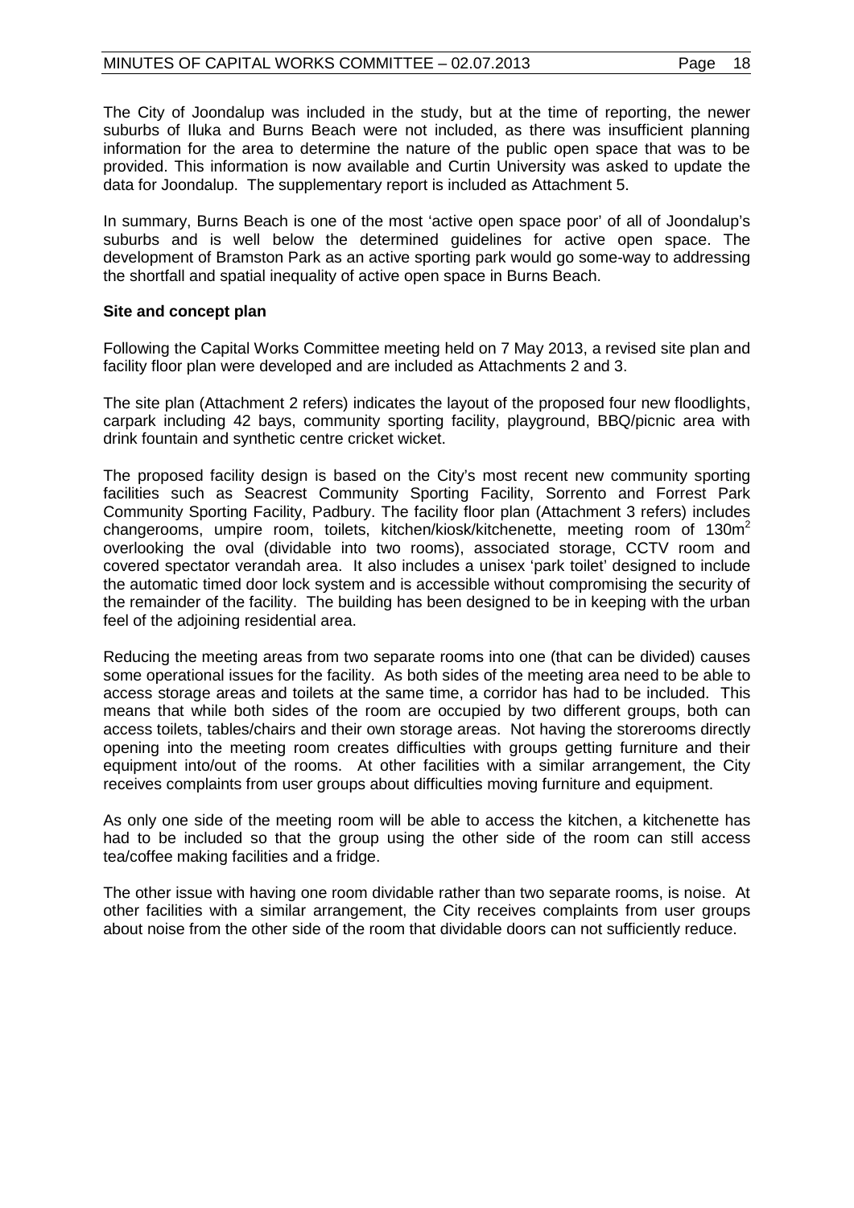The City of Joondalup was included in the study, but at the time of reporting, the newer suburbs of Iluka and Burns Beach were not included, as there was insufficient planning information for the area to determine the nature of the public open space that was to be provided. This information is now available and Curtin University was asked to update the data for Joondalup. The supplementary report is included as Attachment 5.

In summary, Burns Beach is one of the most 'active open space poor' of all of Joondalup's suburbs and is well below the determined guidelines for active open space. The development of Bramston Park as an active sporting park would go some-way to addressing the shortfall and spatial inequality of active open space in Burns Beach.

**Site and concept plan**

Following the Capital Works Committee meeting held on 7 May 2013, a revised site plan and facility floor plan were developed and are included as Attachments 2 and 3.

The site plan (Attachment 2 refers) indicates the layout of the proposed four new floodlights, carpark including 42 bays, community sporting facility, playground, BBQ/picnic area with drink fountain and synthetic centre cricket wicket.

The proposed facility design is based on the City's most recent new community sporting facilities such as Seacrest Community Sporting Facility, Sorrento and Forrest Park Community Sporting Facility, Padbury. The facility floor plan (Attachment 3 refers) includes changerooms, umpire room, toilets, kitchen/kiosk/kitchenette, meeting room of 130m$^2$ overlooking the oval (dividable into two rooms), associated storage, CCTV room and covered spectator verandah area. It also includes a unisex 'park toilet' designed to include the automatic timed door lock system and is accessible without compromising the security of the remainder of the facility. The building has been designed to be in keeping with the urban feel of the adjoining residential area.

Reducing the meeting areas from two separate rooms into one (that can be divided) causes some operational issues for the facility. As both sides of the meeting area need to be able to access storage areas and toilets at the same time, a corridor has had to be included. This means that while both sides of the room are occupied by two different groups, both can access toilets, tables/chairs and their own storage areas. Not having the storerooms directly opening into the meeting room creates difficulties with groups getting furniture and their equipment into/out of the rooms. At other facilities with a similar arrangement, the City receives complaints from user groups about difficulties moving furniture and equipment.

As only one side of the meeting room will be able to access the kitchen, a kitchenette has had to be included so that the group using the other side of the room can still access tea/coffee making facilities and a fridge.

The other issue with having one room dividable rather than two separate rooms, is noise. At other facilities with a similar arrangement, the City receives complaints from user groups about noise from the other side of the room that dividable doors can not sufficiently reduce.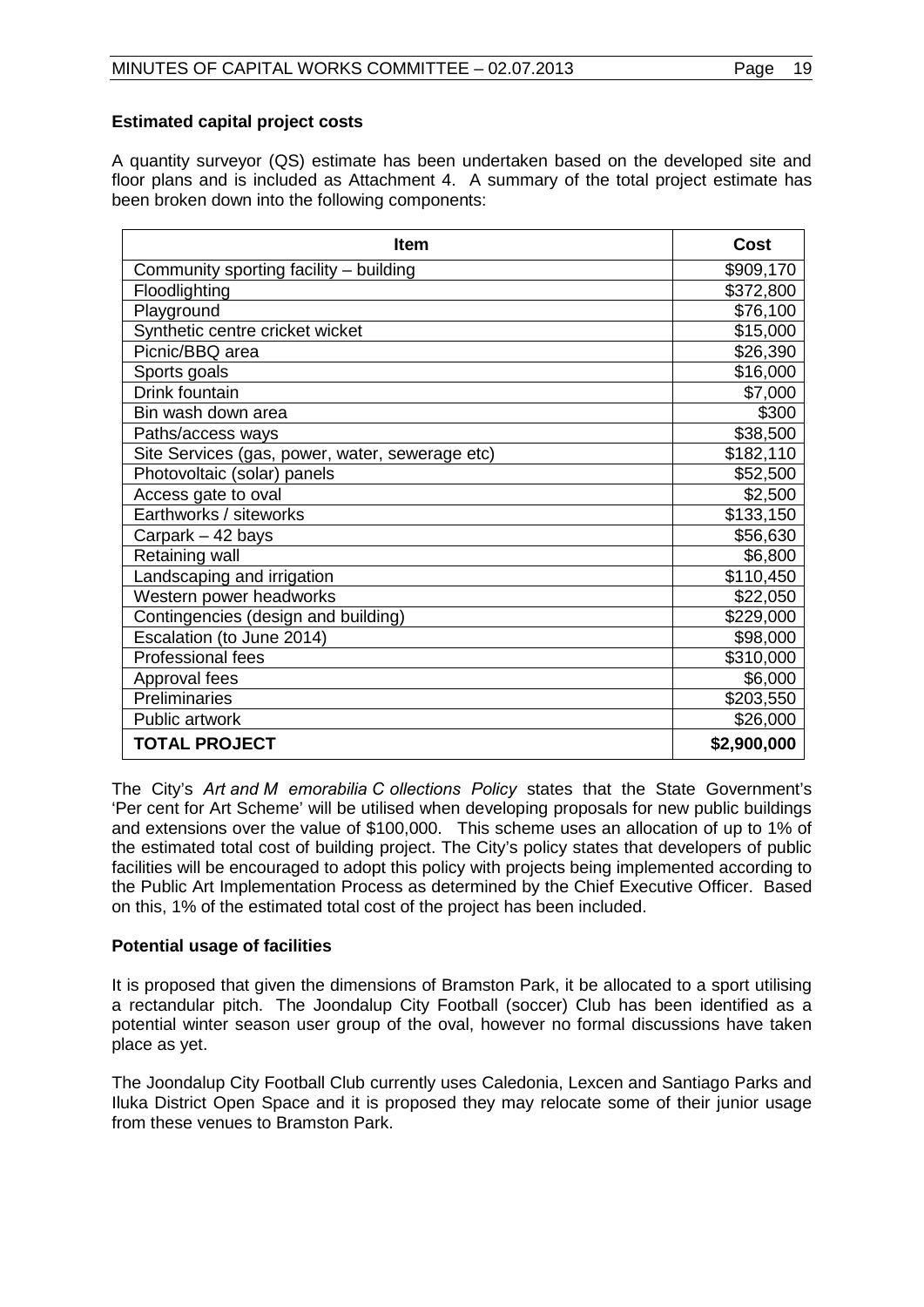**Estimated capital project costs**

A quantity surveyor (QS) estimate has been undertaken based on the developed site and floor plans and is included as Attachment 4. A summary of the total project estimate has been broken down into the following components:

| Item | Cost |
|---|---|
| Community sporting facility – building | $909,170 |
| Floodlighting | $372,800 |
| Playground | $76,100 |
| Synthetic centre cricket wicket | $15,000 |
| Picnic/BBQ area | $26,390 |
| Sports goals | $16,000 |
| Drink fountain | $7,000 |
| Bin wash down area | $300 |
| Paths/access ways | $38,500 |
| Site Services (gas, power, water, sewerage etc) | $182,110 |
| Photovoltaic (solar) panels | $52,500 |
| Access gate to oval | $2,500 |
| Earthworks / siteworks | $133,150 |
| Carpark – 42 bays | $56,630 |
| Retaining wall | $6,800 |
| Landscaping and irrigation | $110,450 |
| Western power headworks | $22,050 |
| Contingencies (design and building) | $229,000 |
| Escalation (to June 2014) | $98,000 |
| Professional fees | $310,000 |
| Approval fees | $6,000 |
| Preliminaries | $203,550 |
| Public artwork | $26,000 |
| **TOTAL PROJECT** | **$2,900,000** |

The City's *Art and Memorabilia Collections Policy* states that the State Government's 'Per cent for Art Scheme' will be utilised when developing proposals for new public buildings and extensions over the value of $100,000. This scheme uses an allocation of up to 1% of the estimated total cost of building project. The City's policy states that developers of public facilities will be encouraged to adopt this policy with projects being implemented according to the Public Art Implementation Process as determined by the Chief Executive Officer. Based on this, 1% of the estimated total cost of the project has been included.

**Potential usage of facilities**

It is proposed that given the dimensions of Bramston Park, it be allocated to a sport utilising a rectangular pitch. The Joondalup City Football (soccer) Club has been identified as a potential winter season user group of the oval, however no formal discussions have taken place as yet.

The Joondalup City Football Club currently uses Caledonia, Lexcen and Santiago Parks and Iluka District Open Space and it is proposed they may relocate some of their junior usage from these venues to Bramston Park.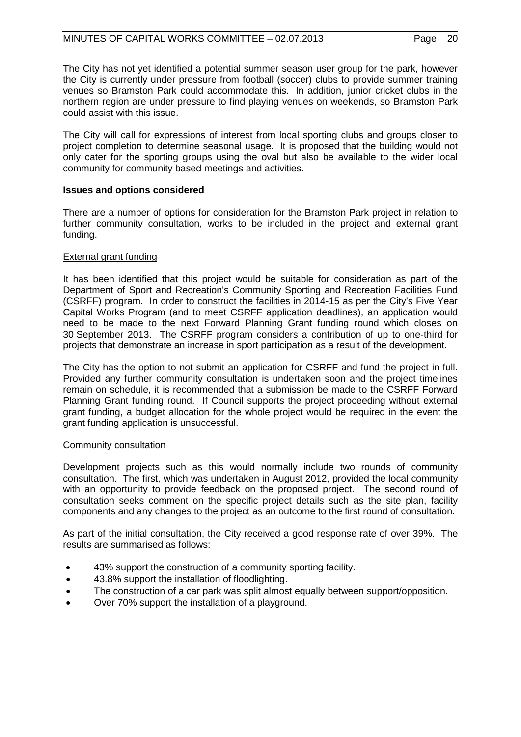The City has not yet identified a potential summer season user group for the park, however the City is currently under pressure from football (soccer) clubs to provide summer training venues so Bramston Park could accommodate this. In addition, junior cricket clubs in the northern region are under pressure to find playing venues on weekends, so Bramston Park could assist with this issue.

The City will call for expressions of interest from local sporting clubs and groups closer to project completion to determine seasonal usage. It is proposed that the building would not only cater for the sporting groups using the oval but also be available to the wider local community for community based meetings and activities.

**Issues and options considered**

There are a number of options for consideration for the Bramston Park project in relation to further community consultation, works to be included in the project and external grant funding.

External grant funding

It has been identified that this project would be suitable for consideration as part of the Department of Sport and Recreation's Community Sporting and Recreation Facilities Fund (CSRFF) program. In order to construct the facilities in 2014-15 as per the City's Five Year Capital Works Program (and to meet CSRFF application deadlines), an application would need to be made to the next Forward Planning Grant funding round which closes on 30 September 2013. The CSRFF program considers a contribution of up to one-third for projects that demonstrate an increase in sport participation as a result of the development.

The City has the option to not submit an application for CSRFF and fund the project in full. Provided any further community consultation is undertaken soon and the project timelines remain on schedule, it is recommended that a submission be made to the CSRFF Forward Planning Grant funding round. If Council supports the project proceeding without external grant funding, a budget allocation for the whole project would be required in the event the grant funding application is unsuccessful.

Community consultation

Development projects such as this would normally include two rounds of community consultation. The first, which was undertaken in August 2012, provided the local community with an opportunity to provide feedback on the proposed project. The second round of consultation seeks comment on the specific project details such as the site plan, facility components and any changes to the project as an outcome to the first round of consultation.

As part of the initial consultation, the City received a good response rate of over 39%. The results are summarised as follows:

- 43% support the construction of a community sporting facility.
- 43.8% support the installation of floodlighting.
- The construction of a car park was split almost equally between support/opposition.
- Over 70% support the installation of a playground.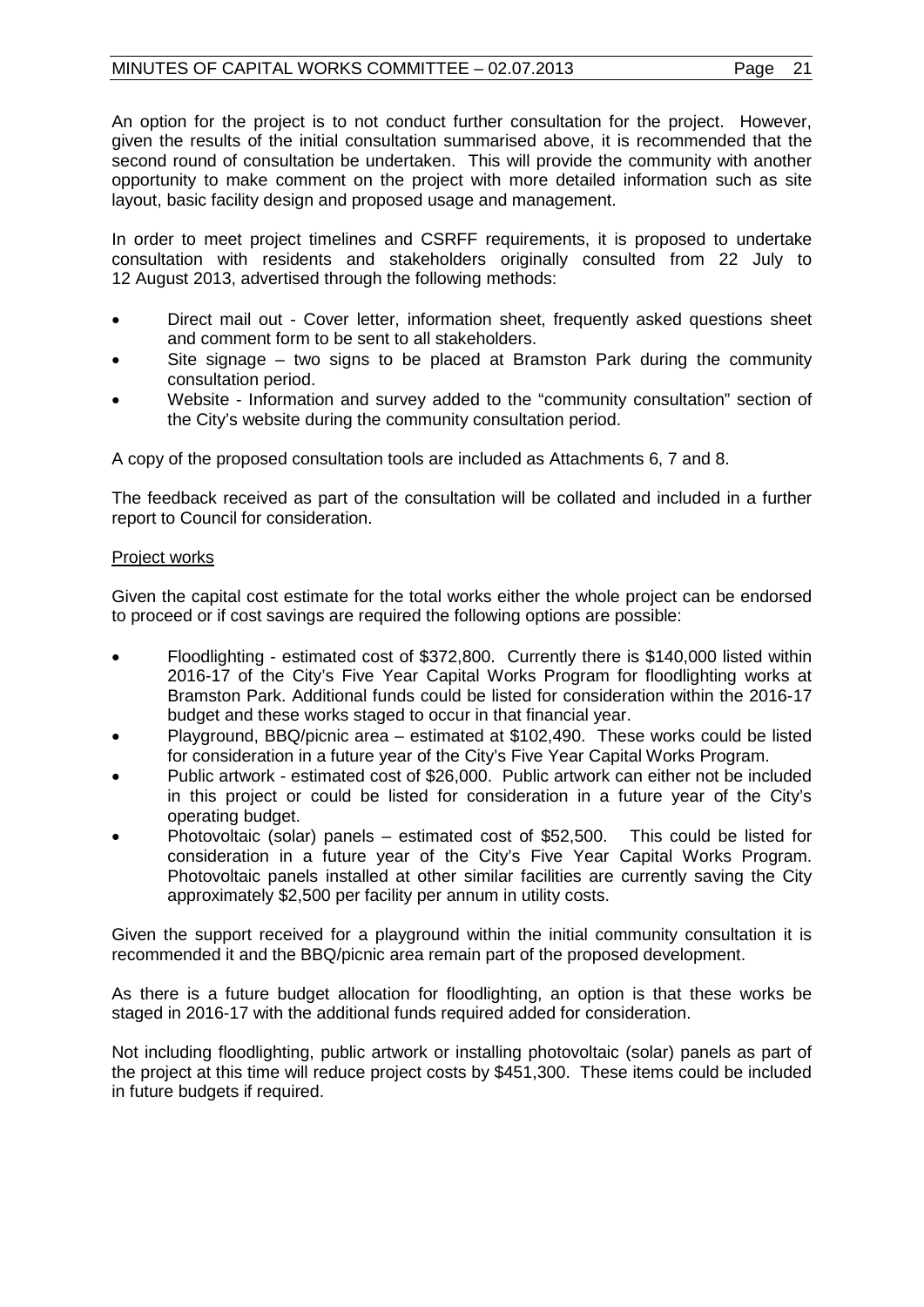An option for the project is to not conduct further consultation for the project. However, given the results of the initial consultation summarised above, it is recommended that the second round of consultation be undertaken. This will provide the community with another opportunity to make comment on the project with more detailed information such as site layout, basic facility design and proposed usage and management.

In order to meet project timelines and CSRFF requirements, it is proposed to undertake consultation with residents and stakeholders originally consulted from 22 July to 12 August 2013, advertised through the following methods:

- Direct mail out - Cover letter, information sheet, frequently asked questions sheet and comment form to be sent to all stakeholders.
- Site signage – two signs to be placed at Bramston Park during the community consultation period.
- Website - Information and survey added to the "community consultation" section of the City's website during the community consultation period.

A copy of the proposed consultation tools are included as Attachments 6, 7 and 8.

The feedback received as part of the consultation will be collated and included in a further report to Council for consideration.

Project works

Given the capital cost estimate for the total works either the whole project can be endorsed to proceed or if cost savings are required the following options are possible:

- Floodlighting - estimated cost of $372,800. Currently there is $140,000 listed within 2016-17 of the City's Five Year Capital Works Program for floodlighting works at Bramston Park. Additional funds could be listed for consideration within the 2016-17 budget and these works staged to occur in that financial year.
- Playground, BBQ/picnic area – estimated at $102,490. These works could be listed for consideration in a future year of the City's Five Year Capital Works Program.
- Public artwork - estimated cost of $26,000. Public artwork can either not be included in this project or could be listed for consideration in a future year of the City's operating budget.
- Photovoltaic (solar) panels – estimated cost of $52,500. This could be listed for consideration in a future year of the City's Five Year Capital Works Program. Photovoltaic panels installed at other similar facilities are currently saving the City approximately $2,500 per facility per annum in utility costs.

Given the support received for a playground within the initial community consultation it is recommended it and the BBQ/picnic area remain part of the proposed development.

As there is a future budget allocation for floodlighting, an option is that these works be staged in 2016-17 with the additional funds required added for consideration.

Not including floodlighting, public artwork or installing photovoltaic (solar) panels as part of the project at this time will reduce project costs by $451,300. These items could be included in future budgets if required.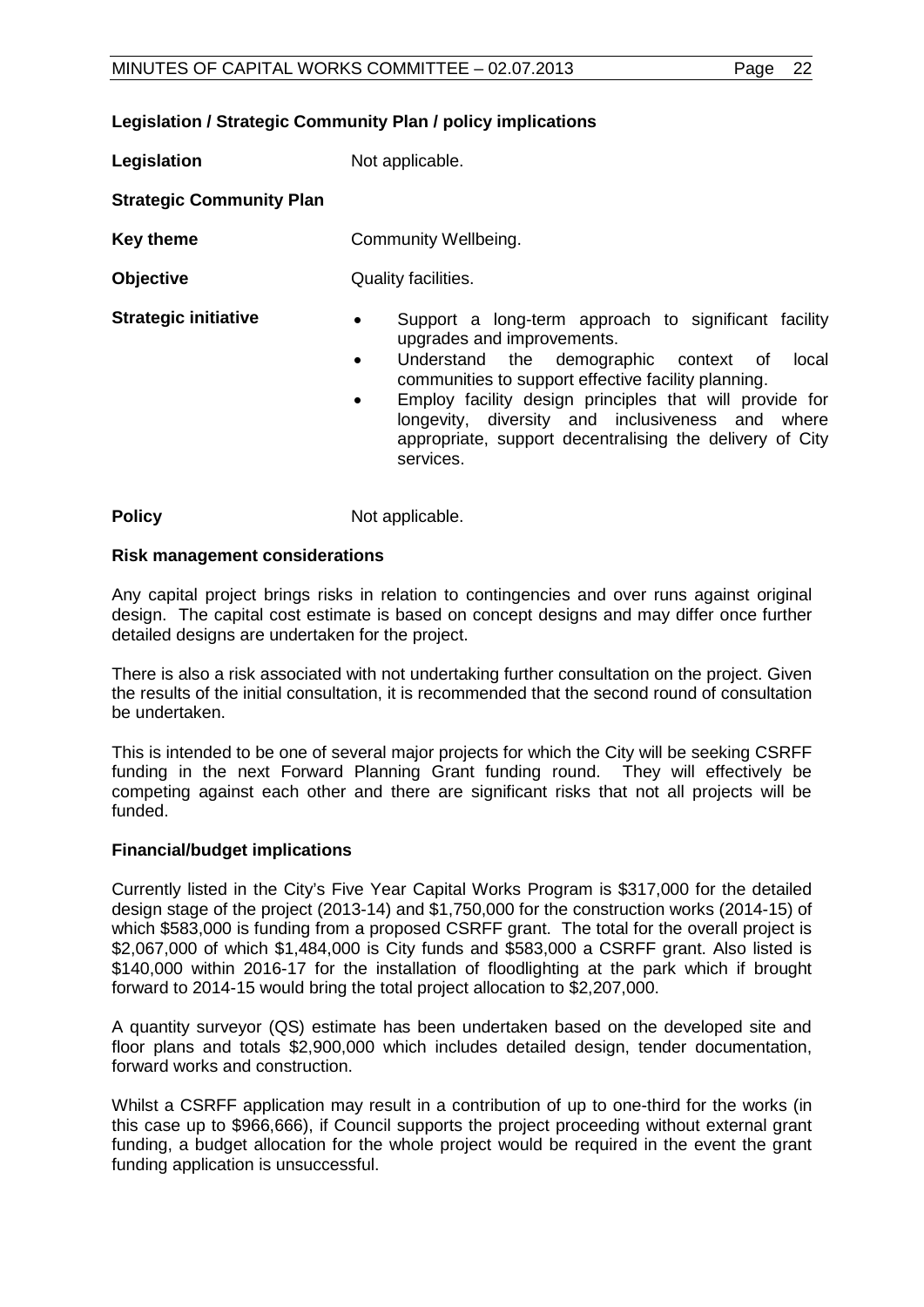**Legislation / Strategic Community Plan / policy implications**

**Legislation** Not applicable.

**Strategic Community Plan**

**Key theme** Community Wellbeing.

**Objective** Quality facilities.

**Strategic initiative**

- Support a long-term approach to significant facility upgrades and improvements.
- Understand the demographic context of local communities to support effective facility planning.
- Employ facility design principles that will provide for longevity, diversity and inclusiveness and where appropriate, support decentralising the delivery of City services.

**Policy** Not applicable.

**Risk management considerations**

Any capital project brings risks in relation to contingencies and over runs against original design. The capital cost estimate is based on concept designs and may differ once further detailed designs are undertaken for the project.

There is also a risk associated with not undertaking further consultation on the project. Given the results of the initial consultation, it is recommended that the second round of consultation be undertaken.

This is intended to be one of several major projects for which the City will be seeking CSRFF funding in the next Forward Planning Grant funding round. They will effectively be competing against each other and there are significant risks that not all projects will be funded.

**Financial/budget implications**

Currently listed in the City's Five Year Capital Works Program is $317,000 for the detailed design stage of the project (2013-14) and $1,750,000 for the construction works (2014-15) of which $583,000 is funding from a proposed CSRFF grant. The total for the overall project is $2,067,000 of which $1,484,000 is City funds and $583,000 a CSRFF grant. Also listed is $140,000 within 2016-17 for the installation of floodlighting at the park which if brought forward to 2014-15 would bring the total project allocation to $2,207,000.

A quantity surveyor (QS) estimate has been undertaken based on the developed site and floor plans and totals $2,900,000 which includes detailed design, tender documentation, forward works and construction.

Whilst a CSRFF application may result in a contribution of up to one-third for the works (in this case up to $966,666), if Council supports the project proceeding without external grant funding, a budget allocation for the whole project would be required in the event the grant funding application is unsuccessful.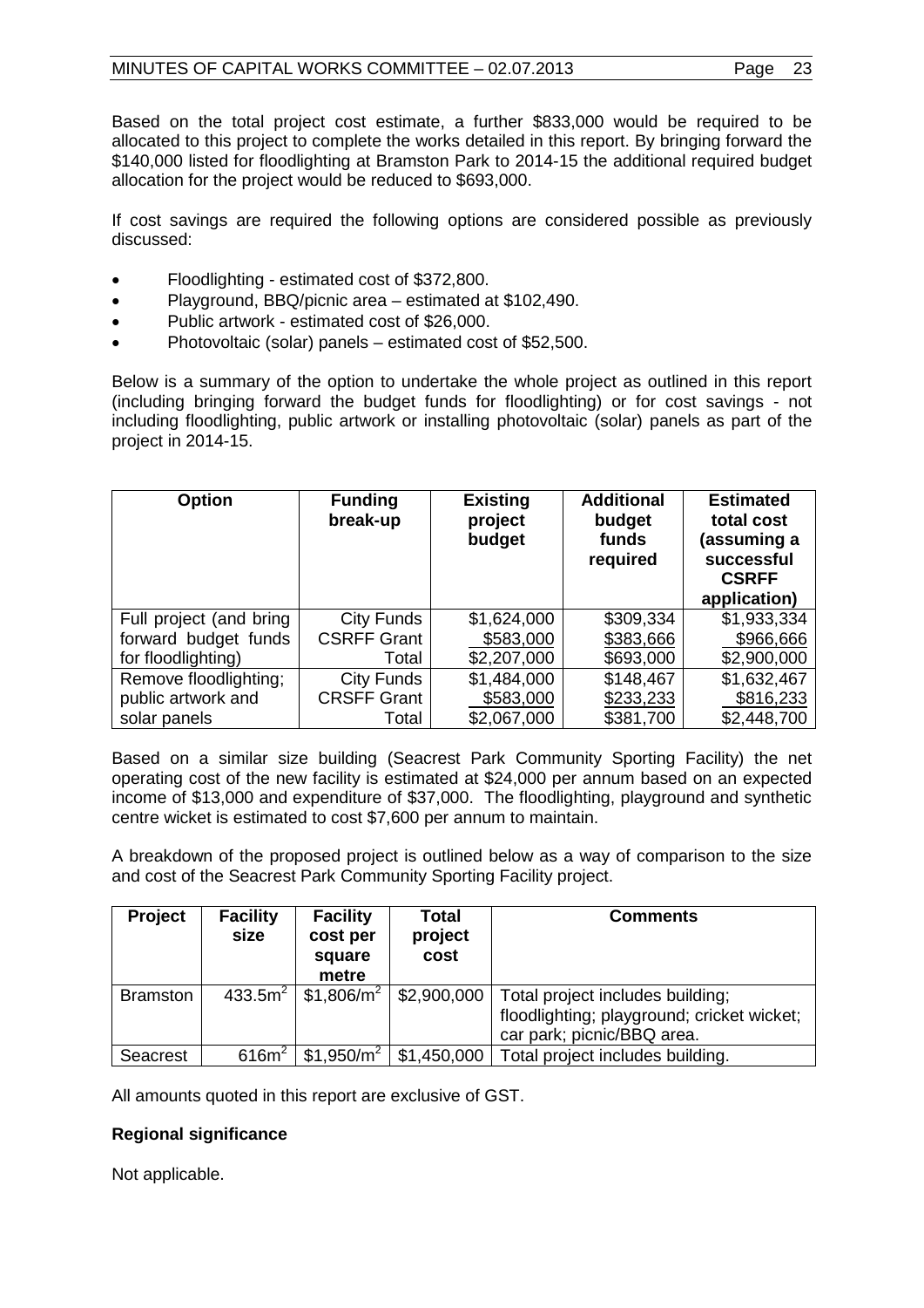Based on the total project cost estimate, a further \$833,000 would be required to be allocated to this project to complete the works detailed in this report. By bringing forward the \$140,000 listed for floodlighting at Bramston Park to 2014-15 the additional required budget allocation for the project would be reduced to \$693,000.

If cost savings are required the following options are considered possible as previously discussed:

- Floodlighting - estimated cost of \$372,800.
- Playground, BBQ/picnic area – estimated at \$102,490.
- Public artwork - estimated cost of \$26,000.
- Photovoltaic (solar) panels – estimated cost of \$52,500.

Below is a summary of the option to undertake the whole project as outlined in this report (including bringing forward the budget funds for floodlighting) or for cost savings - not including floodlighting, public artwork or installing photovoltaic (solar) panels as part of the project in 2014-15.

| Option | Funding break-up | Existing project budget | Additional budget funds required | Estimated total cost (assuming a successful CSRFF application) |
|---|---|---|---|---|
| Full project (and bring forward budget funds for floodlighting) | City Funds | \$1,624,000 | \$309,334 | \$1,933,334 |
| | CSRFF Grant | \$583,000 | \$383,666 | \$966,666 |
| | Total | \$2,207,000 | \$693,000 | \$2,900,000 |
| Remove floodlighting; public artwork and solar panels | City Funds | \$1,484,000 | \$148,467 | \$1,632,467 |
| | CRSFF Grant | \$583,000 | \$233,233 | \$816,233 |
| | Total | \$2,067,000 | \$381,700 | \$2,448,700 |

Based on a similar size building (Seacrest Park Community Sporting Facility) the net operating cost of the new facility is estimated at \$24,000 per annum based on an expected income of \$13,000 and expenditure of \$37,000. The floodlighting, playground and synthetic centre wicket is estimated to cost \$7,600 per annum to maintain.

A breakdown of the proposed project is outlined below as a way of comparison to the size and cost of the Seacrest Park Community Sporting Facility project.

| Project | Facility size | Facility cost per square metre | Total project cost | Comments |
|---|---|---|---|---|
| Bramston | 433.5m² | \$1,806/m² | \$2,900,000 | Total project includes building; floodlighting; playground; cricket wicket; car park; picnic/BBQ area. |
| Seacrest | 616m² | \$1,950/m² | \$1,450,000 | Total project includes building. |

All amounts quoted in this report are exclusive of GST.

**Regional significance**

Not applicable.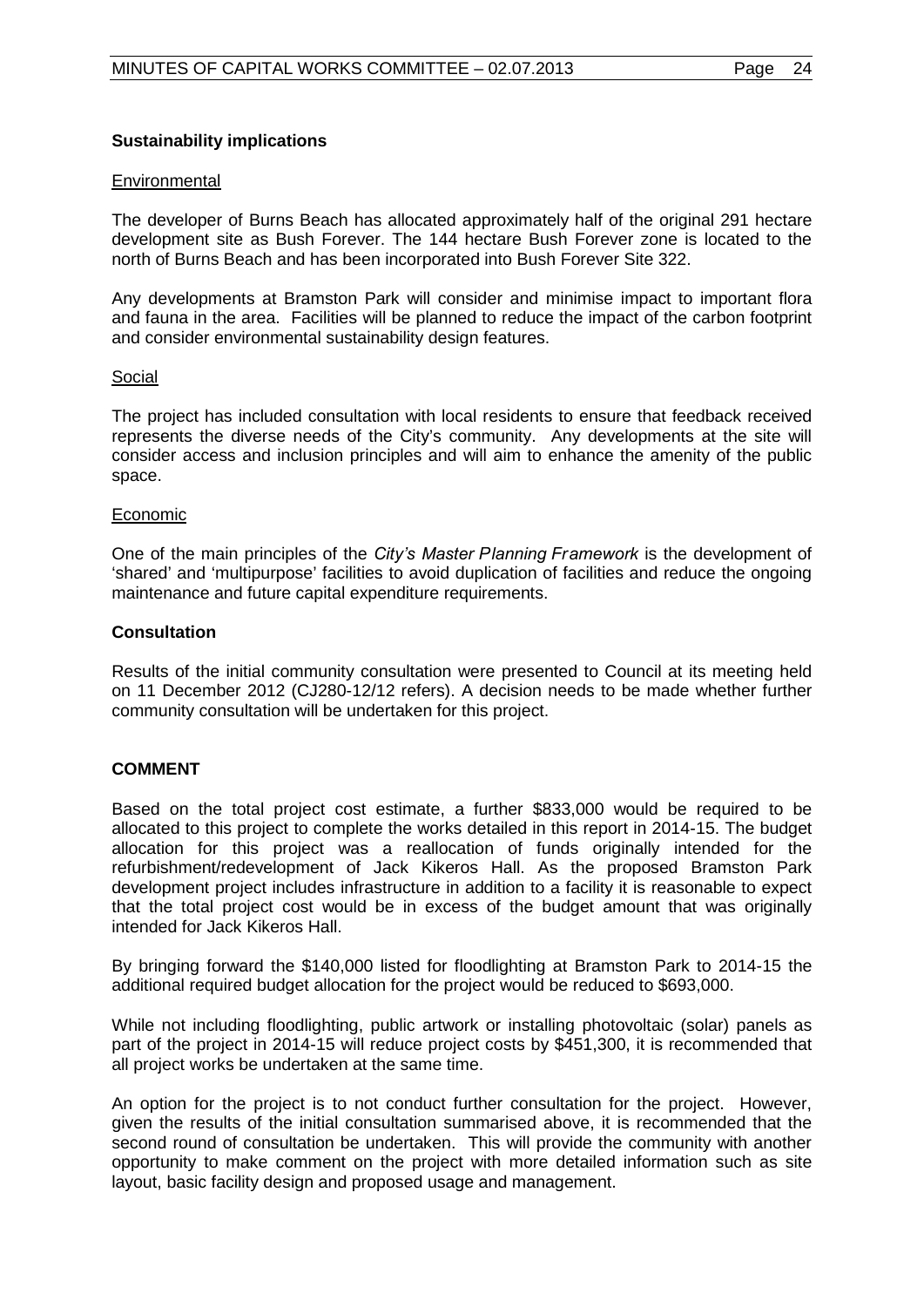**Sustainability implications**

Environmental

The developer of Burns Beach has allocated approximately half of the original 291 hectare development site as Bush Forever. The 144 hectare Bush Forever zone is located to the north of Burns Beach and has been incorporated into Bush Forever Site 322.

Any developments at Bramston Park will consider and minimise impact to important flora and fauna in the area. Facilities will be planned to reduce the impact of the carbon footprint and consider environmental sustainability design features.

Social

The project has included consultation with local residents to ensure that feedback received represents the diverse needs of the City's community. Any developments at the site will consider access and inclusion principles and will aim to enhance the amenity of the public space.

Economic

One of the main principles of the *City's Master Planning Framework* is the development of 'shared' and 'multipurpose' facilities to avoid duplication of facilities and reduce the ongoing maintenance and future capital expenditure requirements.

**Consultation**

Results of the initial community consultation were presented to Council at its meeting held on 11 December 2012 (CJ280-12/12 refers). A decision needs to be made whether further community consultation will be undertaken for this project.

**COMMENT**

Based on the total project cost estimate, a further $833,000 would be required to be allocated to this project to complete the works detailed in this report in 2014-15. The budget allocation for this project was a reallocation of funds originally intended for the refurbishment/redevelopment of Jack Kikeros Hall. As the proposed Bramston Park development project includes infrastructure in addition to a facility it is reasonable to expect that the total project cost would be in excess of the budget amount that was originally intended for Jack Kikeros Hall.

By bringing forward the $140,000 listed for floodlighting at Bramston Park to 2014-15 the additional required budget allocation for the project would be reduced to $693,000.

While not including floodlighting, public artwork or installing photovoltaic (solar) panels as part of the project in 2014-15 will reduce project costs by $451,300, it is recommended that all project works be undertaken at the same time.

An option for the project is to not conduct further consultation for the project. However, given the results of the initial consultation summarised above, it is recommended that the second round of consultation be undertaken. This will provide the community with another opportunity to make comment on the project with more detailed information such as site layout, basic facility design and proposed usage and management.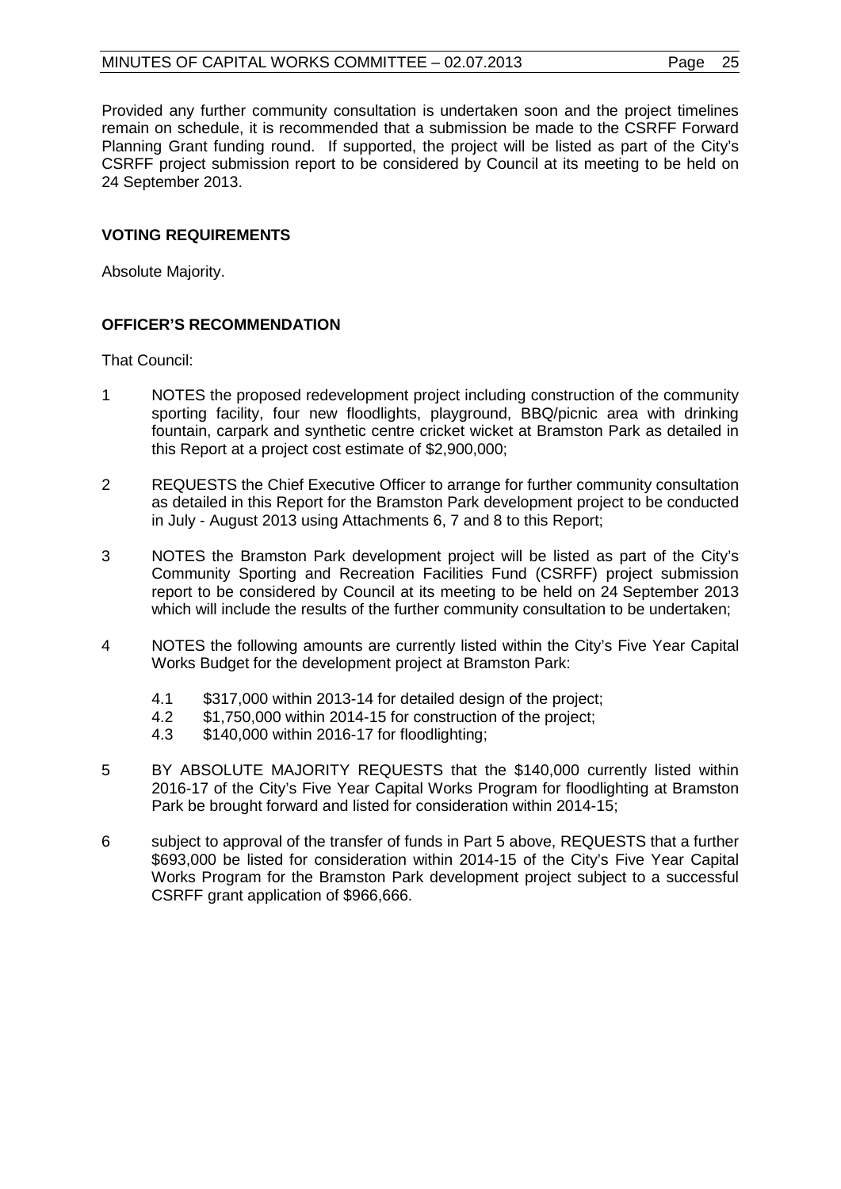Provided any further community consultation is undertaken soon and the project timelines remain on schedule, it is recommended that a submission be made to the CSRFF Forward Planning Grant funding round. If supported, the project will be listed as part of the City's CSRFF project submission report to be considered by Council at its meeting to be held on 24 September 2013.

**VOTING REQUIREMENTS**

Absolute Majority.

**OFFICER'S RECOMMENDATION**

That Council:

1 NOTES the proposed redevelopment project including construction of the community sporting facility, four new floodlights, playground, BBQ/picnic area with drinking fountain, carpark and synthetic centre cricket wicket at Bramston Park as detailed in this Report at a project cost estimate of $2,900,000;

2 REQUESTS the Chief Executive Officer to arrange for further community consultation as detailed in this Report for the Bramston Park development project to be conducted in July - August 2013 using Attachments 6, 7 and 8 to this Report;

3 NOTES the Bramston Park development project will be listed as part of the City's Community Sporting and Recreation Facilities Fund (CSRFF) project submission report to be considered by Council at its meeting to be held on 24 September 2013 which will include the results of the further community consultation to be undertaken;

4 NOTES the following amounts are currently listed within the City's Five Year Capital Works Budget for the development project at Bramston Park:

   4.1 $317,000 within 2013-14 for detailed design of the project;
   4.2 $1,750,000 within 2014-15 for construction of the project;
   4.3 $140,000 within 2016-17 for floodlighting;

5 BY ABSOLUTE MAJORITY REQUESTS that the $140,000 currently listed within 2016-17 of the City's Five Year Capital Works Program for floodlighting at Bramston Park be brought forward and listed for consideration within 2014-15;

6 subject to approval of the transfer of funds in Part 5 above, REQUESTS that a further $693,000 be listed for consideration within 2014-15 of the City's Five Year Capital Works Program for the Bramston Park development project subject to a successful CSRFF grant application of $966,666.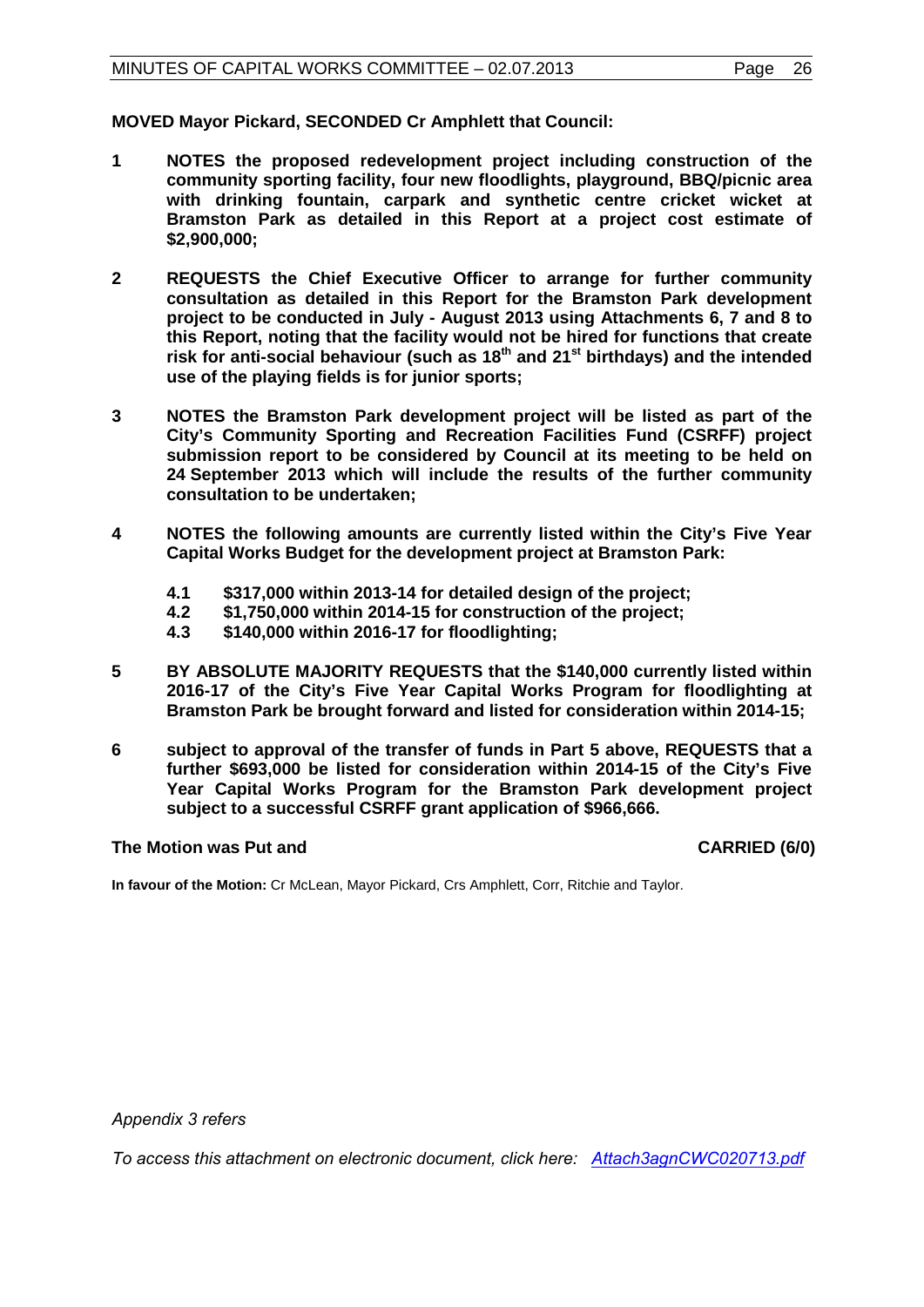**MOVED Mayor Pickard, SECONDED Cr Amphlett that Council:**

**1 NOTES the proposed redevelopment project including construction of the community sporting facility, four new floodlights, playground, BBQ/picnic area with drinking fountain, carpark and synthetic centre cricket wicket at Bramston Park as detailed in this Report at a project cost estimate of $2,900,000;**

**2 REQUESTS the Chief Executive Officer to arrange for further community consultation as detailed in this Report for the Bramston Park development project to be conducted in July - August 2013 using Attachments 6, 7 and 8 to this Report, noting that the facility would not be hired for functions that create risk for anti-social behaviour (such as 18th and 21st birthdays) and the intended use of the playing fields is for junior sports;**

**3 NOTES the Bramston Park development project will be listed as part of the City's Community Sporting and Recreation Facilities Fund (CSRFF) project submission report to be considered by Council at its meeting to be held on 24 September 2013 which will include the results of the further community consultation to be undertaken;**

**4 NOTES the following amounts are currently listed within the City's Five Year Capital Works Budget for the development project at Bramston Park:**

**4.1 $317,000 within 2013-14 for detailed design of the project;**
**4.2 $1,750,000 within 2014-15 for construction of the project;**
**4.3 $140,000 within 2016-17 for floodlighting;**

**5 BY ABSOLUTE MAJORITY REQUESTS that the $140,000 currently listed within 2016-17 of the City's Five Year Capital Works Program for floodlighting at Bramston Park be brought forward and listed for consideration within 2014-15;**

**6 subject to approval of the transfer of funds in Part 5 above, REQUESTS that a further $693,000 be listed for consideration within 2014-15 of the City's Five Year Capital Works Program for the Bramston Park development project subject to a successful CSRFF grant application of $966,666.**

**The Motion was Put and CARRIED (6/0)**

**In favour of the Motion:** Cr McLean, Mayor Pickard, Crs Amphlett, Corr, Ritchie and Taylor.

*Appendix 3 refers*

*To access this attachment on electronic document, click here: Attach3agnCWC020713.pdf*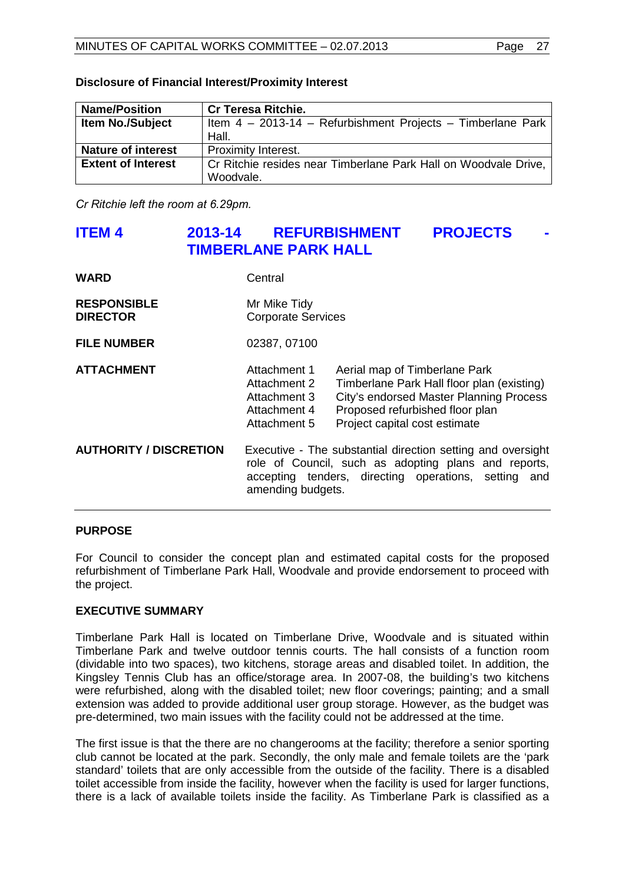**Disclosure of Financial Interest/Proximity Interest**

| Name/Position | Cr Teresa Ritchie. |
|---|---|
| Item No./Subject | Item 4 – 2013-14 – Refurbishment Projects – Timberlane Park Hall. |
| Nature of interest | Proximity Interest. |
| Extent of Interest | Cr Ritchie resides near Timberlane Park Hall on Woodvale Drive, Woodvale. |

*Cr Ritchie left the room at 6.29pm.*

# ITEM 4 2013-14 REFURBISHMENT PROJECTS - TIMBERLANE PARK HALL

| | | |
|---|---|---|
| **WARD** | Central | |
| **RESPONSIBLE DIRECTOR** | Mr Mike Tidy<br>Corporate Services | |
| **FILE NUMBER** | 02387, 07100 | |
| **ATTACHMENT** | Attachment 1 | Aerial map of Timberlane Park |
| | Attachment 2 | Timberlane Park Hall floor plan (existing) |
| | Attachment 3 | City's endorsed Master Planning Process |
| | Attachment 4 | Proposed refurbished floor plan |
| | Attachment 5 | Project capital cost estimate |
| **AUTHORITY / DISCRETION** | Executive - The substantial direction setting and oversight role of Council, such as adopting plans and reports, accepting tenders, directing operations, setting and amending budgets. | |

## PURPOSE

For Council to consider the concept plan and estimated capital costs for the proposed refurbishment of Timberlane Park Hall, Woodvale and provide endorsement to proceed with the project.

## EXECUTIVE SUMMARY

Timberlane Park Hall is located on Timberlane Drive, Woodvale and is situated within Timberlane Park and twelve outdoor tennis courts. The hall consists of a function room (dividable into two spaces), two kitchens, storage areas and disabled toilet. In addition, the Kingsley Tennis Club has an office/storage area. In 2007-08, the building's two kitchens were refurbished, along with the disabled toilet; new floor coverings; painting; and a small extension was added to provide additional user group storage. However, as the budget was pre-determined, two main issues with the facility could not be addressed at the time.

The first issue is that the there are no changerooms at the facility; therefore a senior sporting club cannot be located at the park. Secondly, the only male and female toilets are the 'park standard' toilets that are only accessible from the outside of the facility. There is a disabled toilet accessible from inside the facility, however when the facility is used for larger functions, there is a lack of available toilets inside the facility. As Timberlane Park is classified as a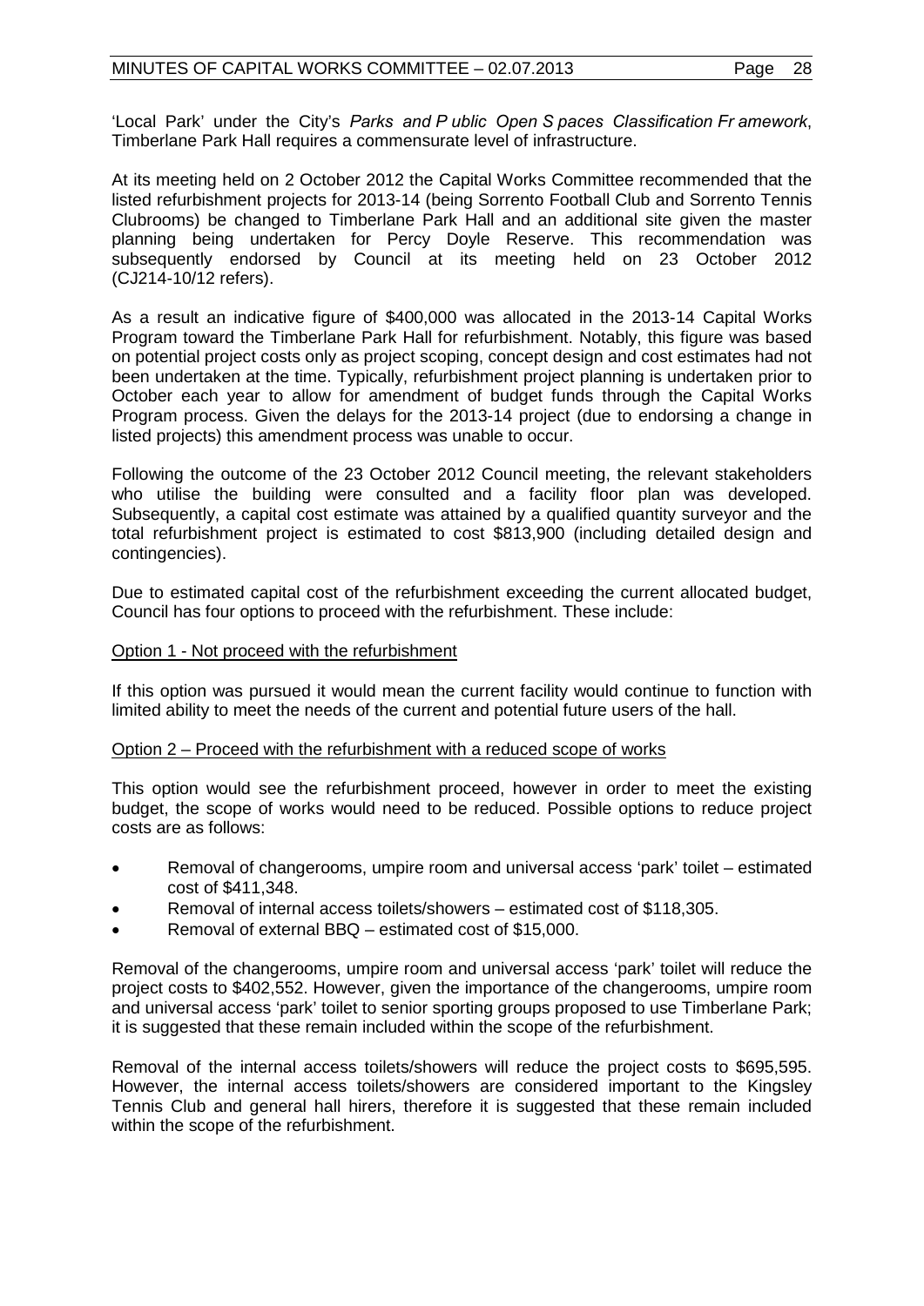'Local Park' under the City's *Parks and Public Open Spaces Classification Framework*, Timberlane Park Hall requires a commensurate level of infrastructure.

At its meeting held on 2 October 2012 the Capital Works Committee recommended that the listed refurbishment projects for 2013-14 (being Sorrento Football Club and Sorrento Tennis Clubrooms) be changed to Timberlane Park Hall and an additional site given the master planning being undertaken for Percy Doyle Reserve. This recommendation was subsequently endorsed by Council at its meeting held on 23 October 2012 (CJ214-10/12 refers).

As a result an indicative figure of $400,000 was allocated in the 2013-14 Capital Works Program toward the Timberlane Park Hall for refurbishment. Notably, this figure was based on potential project costs only as project scoping, concept design and cost estimates had not been undertaken at the time. Typically, refurbishment project planning is undertaken prior to October each year to allow for amendment of budget funds through the Capital Works Program process. Given the delays for the 2013-14 project (due to endorsing a change in listed projects) this amendment process was unable to occur.

Following the outcome of the 23 October 2012 Council meeting, the relevant stakeholders who utilise the building were consulted and a facility floor plan was developed. Subsequently, a capital cost estimate was attained by a qualified quantity surveyor and the total refurbishment project is estimated to cost $813,900 (including detailed design and contingencies).

Due to estimated capital cost of the refurbishment exceeding the current allocated budget, Council has four options to proceed with the refurbishment. These include:

<u>Option 1 - Not proceed with the refurbishment</u>

If this option was pursued it would mean the current facility would continue to function with limited ability to meet the needs of the current and potential future users of the hall.

<u>Option 2 – Proceed with the refurbishment with a reduced scope of works</u>

This option would see the refurbishment proceed, however in order to meet the existing budget, the scope of works would need to be reduced. Possible options to reduce project costs are as follows:

- Removal of changerooms, umpire room and universal access 'park' toilet – estimated cost of $411,348.
- Removal of internal access toilets/showers – estimated cost of $118,305.
- Removal of external BBQ – estimated cost of $15,000.

Removal of the changerooms, umpire room and universal access 'park' toilet will reduce the project costs to $402,552. However, given the importance of the changerooms, umpire room and universal access 'park' toilet to senior sporting groups proposed to use Timberlane Park; it is suggested that these remain included within the scope of the refurbishment.

Removal of the internal access toilets/showers will reduce the project costs to $695,595. However, the internal access toilets/showers are considered important to the Kingsley Tennis Club and general hall hirers, therefore it is suggested that these remain included within the scope of the refurbishment.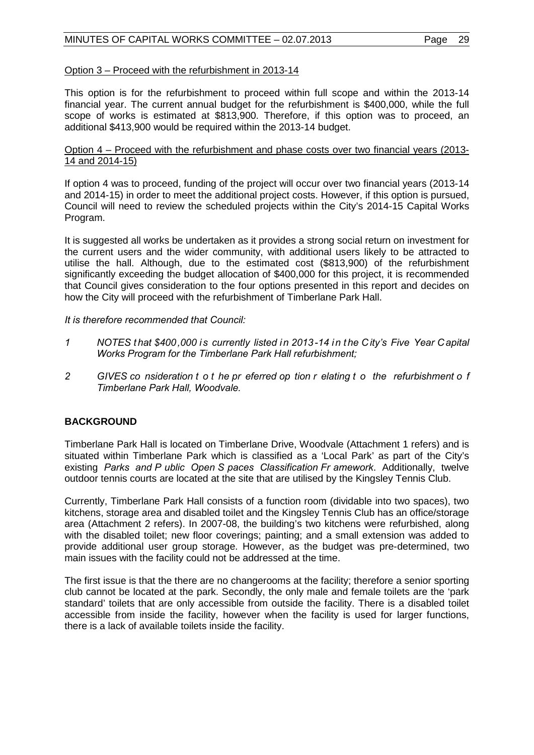<u>Option 3 – Proceed with the refurbishment in 2013-14</u>

This option is for the refurbishment to proceed within full scope and within the 2013-14 financial year. The current annual budget for the refurbishment is $400,000, while the full scope of works is estimated at $813,900. Therefore, if this option was to proceed, an additional $413,900 would be required within the 2013-14 budget.

<u>Option 4 – Proceed with the refurbishment and phase costs over two financial years (2013-14 and 2014-15)</u>

If option 4 was to proceed, funding of the project will occur over two financial years (2013-14 and 2014-15) in order to meet the additional project costs. However, if this option is pursued, Council will need to review the scheduled projects within the City's 2014-15 Capital Works Program.

It is suggested all works be undertaken as it provides a strong social return on investment for the current users and the wider community, with additional users likely to be attracted to utilise the hall. Although, due to the estimated cost ($813,900) of the refurbishment significantly exceeding the budget allocation of $400,000 for this project, it is recommended that Council gives consideration to the four options presented in this report and decides on how the City will proceed with the refurbishment of Timberlane Park Hall.

*It is therefore recommended that Council:*

1. *NOTES that $400,000 is currently listed in 2013-14 in the City's Five Year Capital Works Program for the Timberlane Park Hall refurbishment;*
2. *GIVES consideration to the preferred option relating to the refurbishment of Timberlane Park Hall, Woodvale.*

## BACKGROUND

Timberlane Park Hall is located on Timberlane Drive, Woodvale (Attachment 1 refers) and is situated within Timberlane Park which is classified as a 'Local Park' as part of the City's existing *Parks and Public Open Spaces Classification Framework*. Additionally, twelve outdoor tennis courts are located at the site that are utilised by the Kingsley Tennis Club.

Currently, Timberlane Park Hall consists of a function room (dividable into two spaces), two kitchens, storage area and disabled toilet and the Kingsley Tennis Club has an office/storage area (Attachment 2 refers). In 2007-08, the building's two kitchens were refurbished, along with the disabled toilet; new floor coverings; painting; and a small extension was added to provide additional user group storage. However, as the budget was pre-determined, two main issues with the facility could not be addressed at the time.

The first issue is that the there are no changerooms at the facility; therefore a senior sporting club cannot be located at the park. Secondly, the only male and female toilets are the 'park standard' toilets that are only accessible from outside the facility. There is a disabled toilet accessible from inside the facility, however when the facility is used for larger functions, there is a lack of available toilets inside the facility.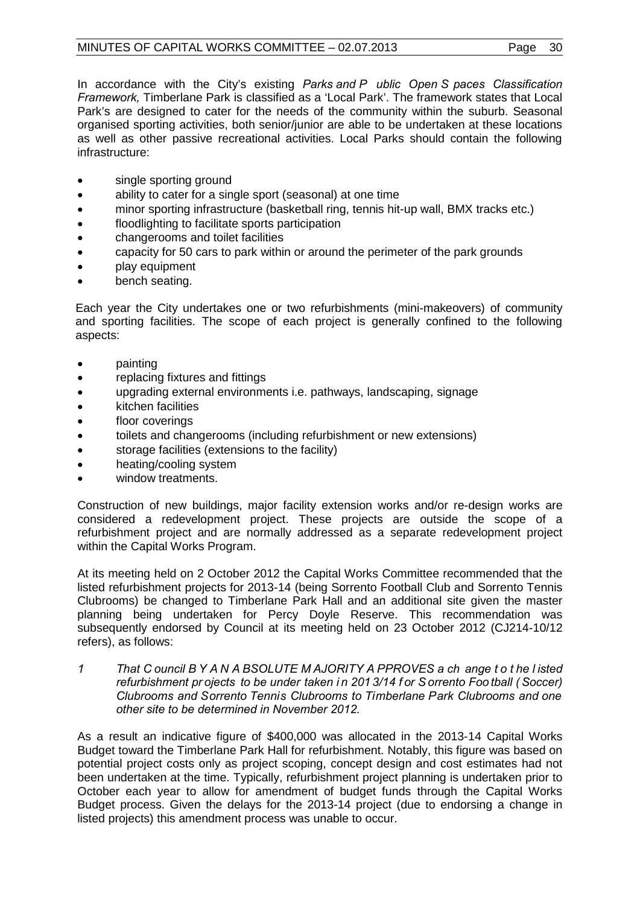In accordance with the City's existing *Parks and Public Open Spaces Classification Framework,* Timberlane Park is classified as a 'Local Park'. The framework states that Local Park's are designed to cater for the needs of the community within the suburb. Seasonal organised sporting activities, both senior/junior are able to be undertaken at these locations as well as other passive recreational activities. Local Parks should contain the following infrastructure:

- single sporting ground
- ability to cater for a single sport (seasonal) at one time
- minor sporting infrastructure (basketball ring, tennis hit-up wall, BMX tracks etc.)
- floodlighting to facilitate sports participation
- changerooms and toilet facilities
- capacity for 50 cars to park within or around the perimeter of the park grounds
- play equipment
- bench seating.

Each year the City undertakes one or two refurbishments (mini-makeovers) of community and sporting facilities. The scope of each project is generally confined to the following aspects:

- painting
- replacing fixtures and fittings
- upgrading external environments i.e. pathways, landscaping, signage
- kitchen facilities
- floor coverings
- toilets and changerooms (including refurbishment or new extensions)
- storage facilities (extensions to the facility)
- heating/cooling system
- window treatments.

Construction of new buildings, major facility extension works and/or re-design works are considered a redevelopment project. These projects are outside the scope of a refurbishment project and are normally addressed as a separate redevelopment project within the Capital Works Program.

At its meeting held on 2 October 2012 the Capital Works Committee recommended that the listed refurbishment projects for 2013-14 (being Sorrento Football Club and Sorrento Tennis Clubrooms) be changed to Timberlane Park Hall and an additional site given the master planning being undertaken for Percy Doyle Reserve. This recommendation was subsequently endorsed by Council at its meeting held on 23 October 2012 (CJ214-10/12 refers), as follows:

1. *That Council BY AN ABSOLUTE MAJORITY APPROVES a change to the listed refurbishment projects to be undertaken in 2013/14 for Sorrento Football (Soccer) Clubrooms and Sorrento Tennis Clubrooms to Timberlane Park Clubrooms and one other site to be determined in November 2012.*

As a result an indicative figure of $400,000 was allocated in the 2013-14 Capital Works Budget toward the Timberlane Park Hall for refurbishment. Notably, this figure was based on potential project costs only as project scoping, concept design and cost estimates had not been undertaken at the time. Typically, refurbishment project planning is undertaken prior to October each year to allow for amendment of budget funds through the Capital Works Budget process. Given the delays for the 2013-14 project (due to endorsing a change in listed projects) this amendment process was unable to occur.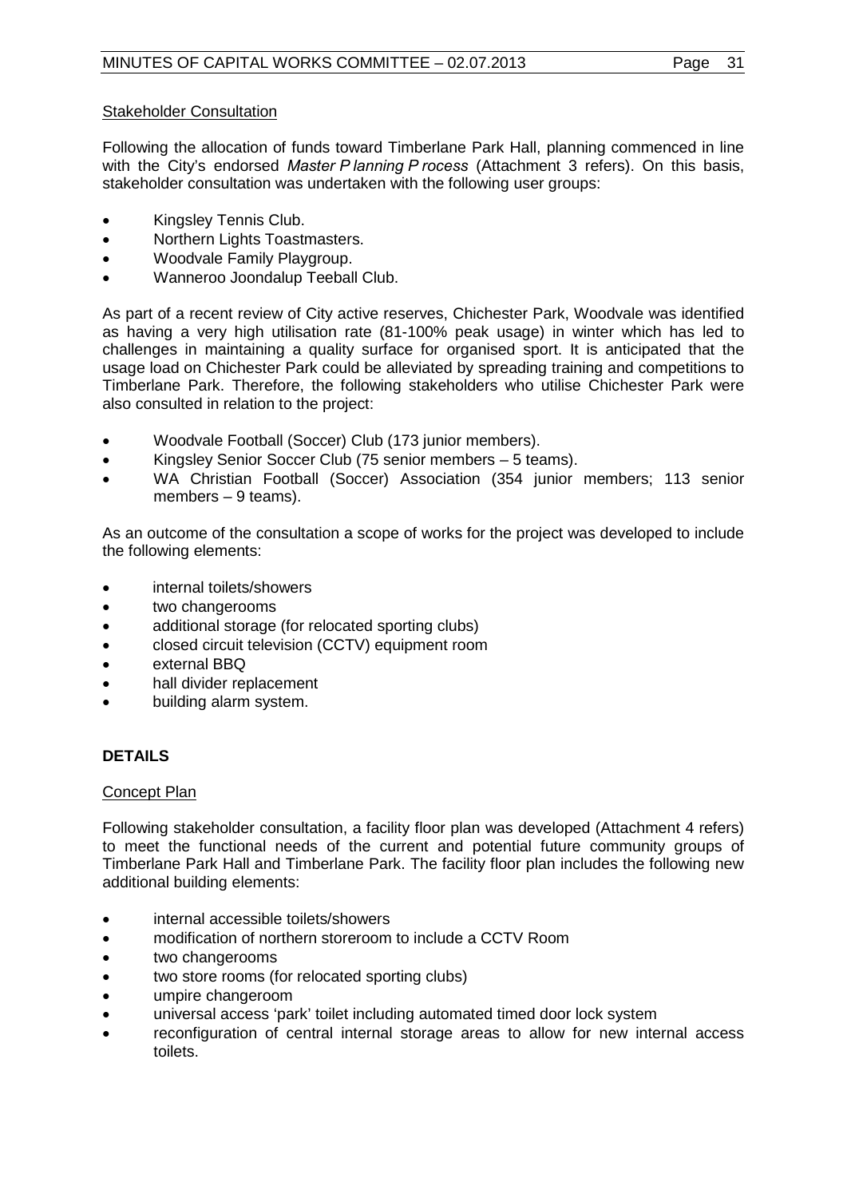Stakeholder Consultation

Following the allocation of funds toward Timberlane Park Hall, planning commenced in line with the City's endorsed *Master Planning Process* (Attachment 3 refers). On this basis, stakeholder consultation was undertaken with the following user groups:

- Kingsley Tennis Club.
- Northern Lights Toastmasters.
- Woodvale Family Playgroup.
- Wanneroo Joondalup Teeball Club.

As part of a recent review of City active reserves, Chichester Park, Woodvale was identified as having a very high utilisation rate (81-100% peak usage) in winter which has led to challenges in maintaining a quality surface for organised sport. It is anticipated that the usage load on Chichester Park could be alleviated by spreading training and competitions to Timberlane Park. Therefore, the following stakeholders who utilise Chichester Park were also consulted in relation to the project:

- Woodvale Football (Soccer) Club (173 junior members).
- Kingsley Senior Soccer Club (75 senior members – 5 teams).
- WA Christian Football (Soccer) Association (354 junior members; 113 senior members – 9 teams).

As an outcome of the consultation a scope of works for the project was developed to include the following elements:

- internal toilets/showers
- two changerooms
- additional storage (for relocated sporting clubs)
- closed circuit television (CCTV) equipment room
- external BBQ
- hall divider replacement
- building alarm system.

## DETAILS

Concept Plan

Following stakeholder consultation, a facility floor plan was developed (Attachment 4 refers) to meet the functional needs of the current and potential future community groups of Timberlane Park Hall and Timberlane Park. The facility floor plan includes the following new additional building elements:

- internal accessible toilets/showers
- modification of northern storeroom to include a CCTV Room
- two changerooms
- two store rooms (for relocated sporting clubs)
- umpire changeroom
- universal access 'park' toilet including automated timed door lock system
- reconfiguration of central internal storage areas to allow for new internal access toilets.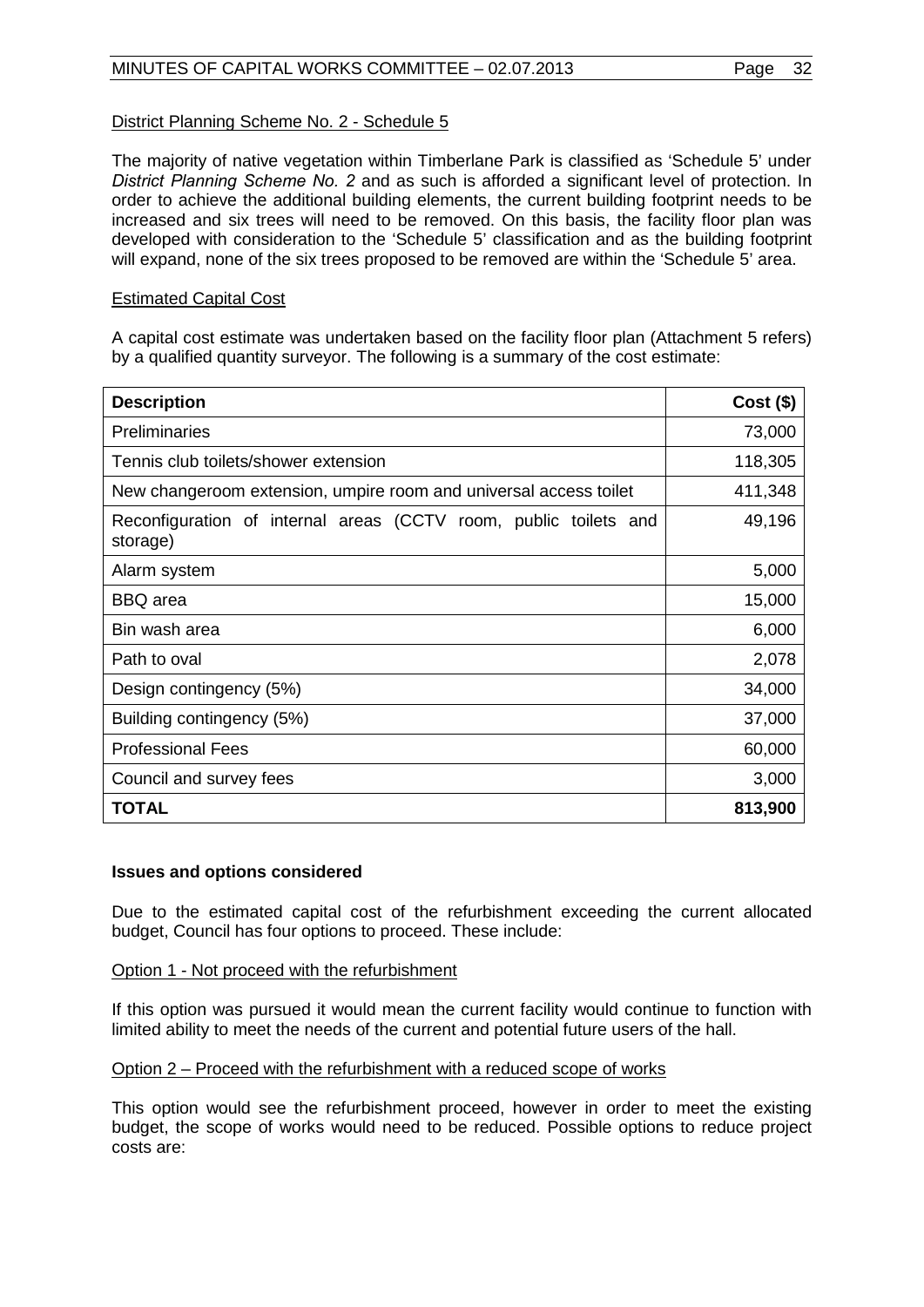District Planning Scheme No. 2 - Schedule 5

The majority of native vegetation within Timberlane Park is classified as 'Schedule 5' under *District Planning Scheme No. 2* and as such is afforded a significant level of protection. In order to achieve the additional building elements, the current building footprint needs to be increased and six trees will need to be removed. On this basis, the facility floor plan was developed with consideration to the 'Schedule 5' classification and as the building footprint will expand, none of the six trees proposed to be removed are within the 'Schedule 5' area.

Estimated Capital Cost

A capital cost estimate was undertaken based on the facility floor plan (Attachment 5 refers) by a qualified quantity surveyor. The following is a summary of the cost estimate:

| **Description** | **Cost ($)** |
|---|---|
| Preliminaries | 73,000 |
| Tennis club toilets/shower extension | 118,305 |
| New changeroom extension, umpire room and universal access toilet | 411,348 |
| Reconfiguration of internal areas (CCTV room, public toilets and storage) | 49,196 |
| Alarm system | 5,000 |
| BBQ area | 15,000 |
| Bin wash area | 6,000 |
| Path to oval | 2,078 |
| Design contingency (5%) | 34,000 |
| Building contingency (5%) | 37,000 |
| Professional Fees | 60,000 |
| Council and survey fees | 3,000 |
| **TOTAL** | **813,900** |

**Issues and options considered**

Due to the estimated capital cost of the refurbishment exceeding the current allocated budget, Council has four options to proceed. These include:

Option 1 - Not proceed with the refurbishment

If this option was pursued it would mean the current facility would continue to function with limited ability to meet the needs of the current and potential future users of the hall.

Option 2 – Proceed with the refurbishment with a reduced scope of works

This option would see the refurbishment proceed, however in order to meet the existing budget, the scope of works would need to be reduced. Possible options to reduce project costs are: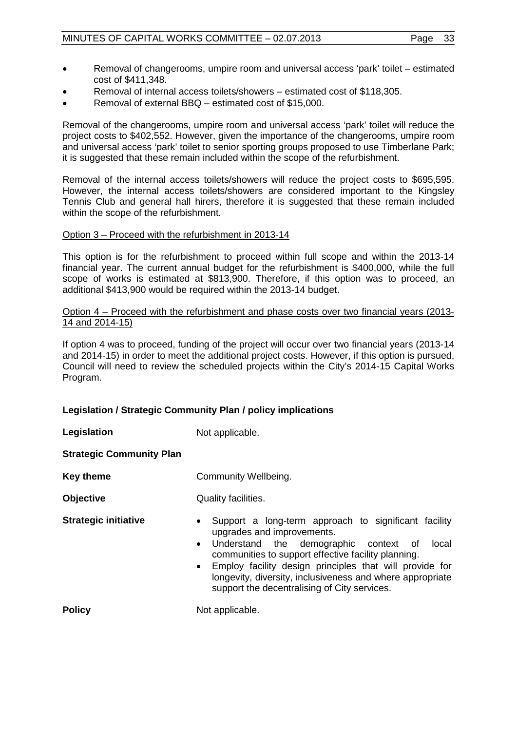- Removal of changerooms, umpire room and universal access 'park' toilet – estimated cost of $411,348.
- Removal of internal access toilets/showers – estimated cost of $118,305.
- Removal of external BBQ – estimated cost of $15,000.

Removal of the changerooms, umpire room and universal access 'park' toilet will reduce the project costs to $402,552. However, given the importance of the changerooms, umpire room and universal access 'park' toilet to senior sporting groups proposed to use Timberlane Park; it is suggested that these remain included within the scope of the refurbishment.

Removal of the internal access toilets/showers will reduce the project costs to $695,595. However, the internal access toilets/showers are considered important to the Kingsley Tennis Club and general hall hirers, therefore it is suggested that these remain included within the scope of the refurbishment.

Option 3 – Proceed with the refurbishment in 2013-14

This option is for the refurbishment to proceed within full scope and within the 2013-14 financial year. The current annual budget for the refurbishment is $400,000, while the full scope of works is estimated at $813,900. Therefore, if this option was to proceed, an additional $413,900 would be required within the 2013-14 budget.

Option 4 – Proceed with the refurbishment and phase costs over two financial years (2013-14 and 2014-15)

If option 4 was to proceed, funding of the project will occur over two financial years (2013-14 and 2014-15) in order to meet the additional project costs. However, if this option is pursued, Council will need to review the scheduled projects within the City's 2014-15 Capital Works Program.

**Legislation / Strategic Community Plan / policy implications**

**Legislation** Not applicable.

**Strategic Community Plan**

**Key theme** Community Wellbeing.

**Objective** Quality facilities.

**Strategic initiative**

- Support a long-term approach to significant facility upgrades and improvements.
- Understand the demographic context of local communities to support effective facility planning.
- Employ facility design principles that will provide for longevity, diversity, inclusiveness and where appropriate support the decentralising of City services.

**Policy** Not applicable.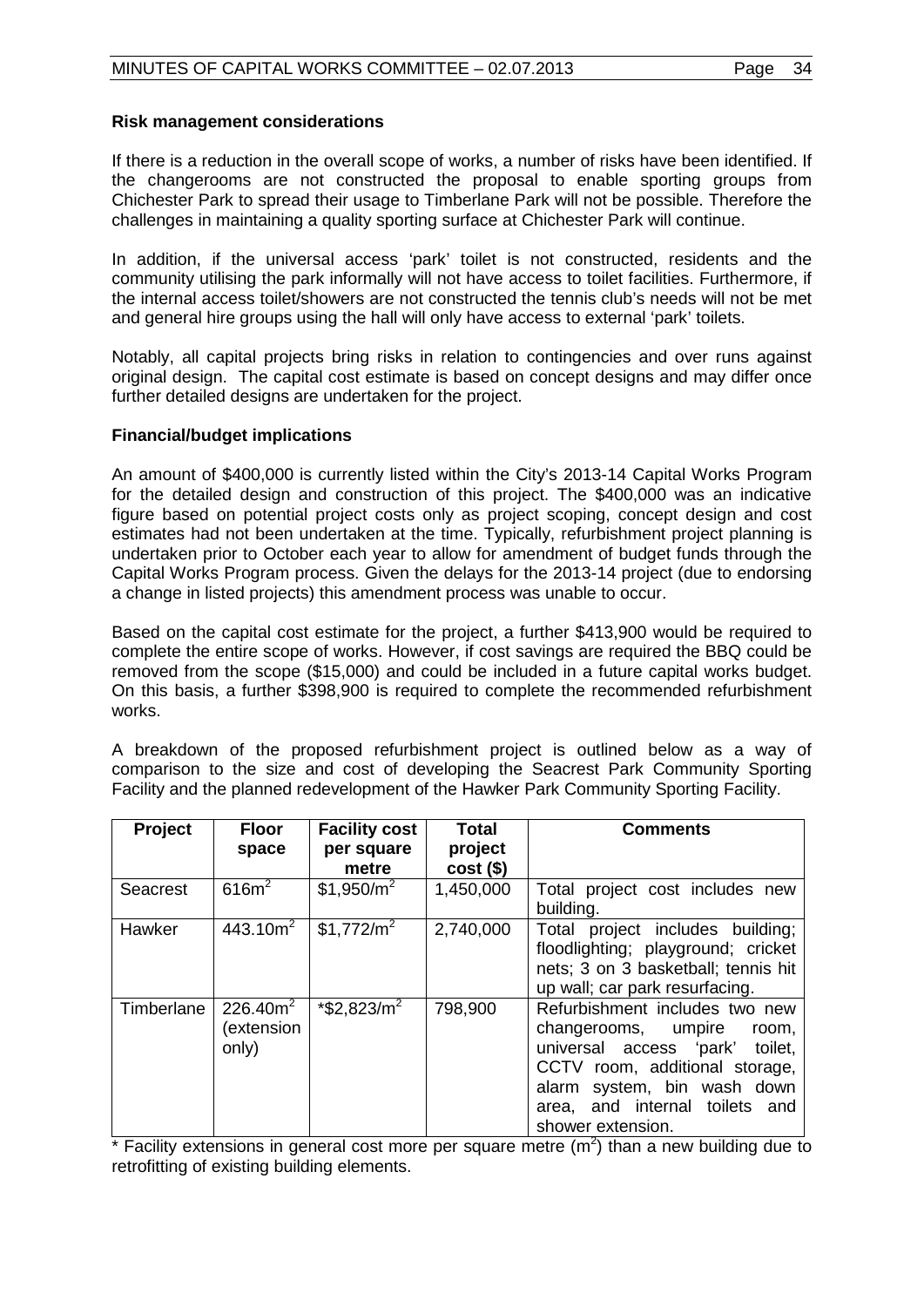**Risk management considerations**

If there is a reduction in the overall scope of works, a number of risks have been identified. If the changerooms are not constructed the proposal to enable sporting groups from Chichester Park to spread their usage to Timberlane Park will not be possible. Therefore the challenges in maintaining a quality sporting surface at Chichester Park will continue.

In addition, if the universal access 'park' toilet is not constructed, residents and the community utilising the park informally will not have access to toilet facilities. Furthermore, if the internal access toilet/showers are not constructed the tennis club's needs will not be met and general hire groups using the hall will only have access to external 'park' toilets.

Notably, all capital projects bring risks in relation to contingencies and over runs against original design. The capital cost estimate is based on concept designs and may differ once further detailed designs are undertaken for the project.

**Financial/budget implications**

An amount of $400,000 is currently listed within the City's 2013-14 Capital Works Program for the detailed design and construction of this project. The $400,000 was an indicative figure based on potential project costs only as project scoping, concept design and cost estimates had not been undertaken at the time. Typically, refurbishment project planning is undertaken prior to October each year to allow for amendment of budget funds through the Capital Works Program process. Given the delays for the 2013-14 project (due to endorsing a change in listed projects) this amendment process was unable to occur.

Based on the capital cost estimate for the project, a further $413,900 would be required to complete the entire scope of works. However, if cost savings are required the BBQ could be removed from the scope ($15,000) and could be included in a future capital works budget. On this basis, a further $398,900 is required to complete the recommended refurbishment works.

A breakdown of the proposed refurbishment project is outlined below as a way of comparison to the size and cost of developing the Seacrest Park Community Sporting Facility and the planned redevelopment of the Hawker Park Community Sporting Facility.

| Project | Floor space | Facility cost per square metre | Total project cost ($) | Comments |
|---|---|---|---|---|
| Seacrest | 616m$^2$ | $1,950/m$^2$ | 1,450,000 | Total project cost includes new building. |
| Hawker | 443.10m$^2$ | $1,772/m$^2$ | 2,740,000 | Total project includes building; floodlighting; playground; cricket nets; 3 on 3 basketball; tennis hit up wall; car park resurfacing. |
| Timberlane | 226.40m$^2$ (extension only) | *$2,823/m$^2$ | 798,900 | Refurbishment includes two new changerooms, umpire room, universal access 'park' toilet, CCTV room, additional storage, alarm system, bin wash down area, and internal toilets and shower extension. |

\* Facility extensions in general cost more per square metre (m$^2$) than a new building due to retrofitting of existing building elements.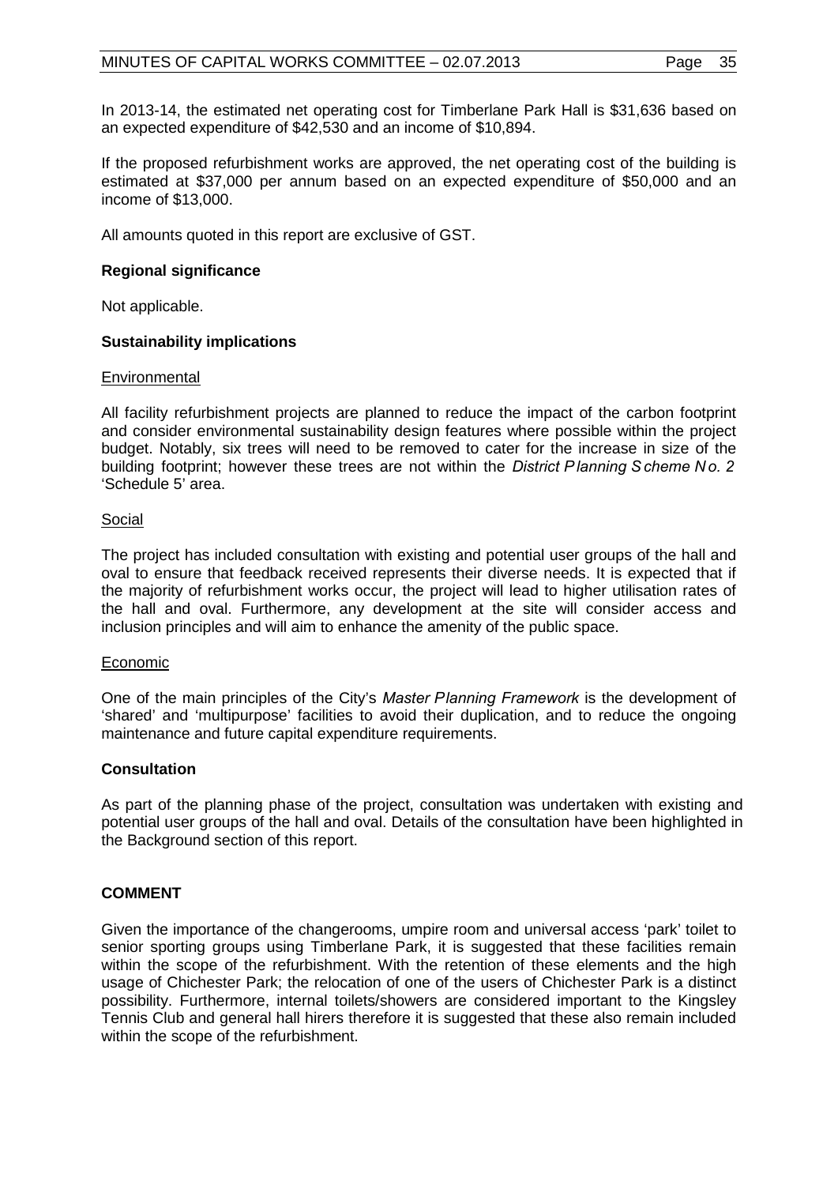In 2013-14, the estimated net operating cost for Timberlane Park Hall is $31,636 based on an expected expenditure of $42,530 and an income of $10,894.

If the proposed refurbishment works are approved, the net operating cost of the building is estimated at $37,000 per annum based on an expected expenditure of $50,000 and an income of $13,000.

All amounts quoted in this report are exclusive of GST.

**Regional significance**

Not applicable.

**Sustainability implications**

Environmental

All facility refurbishment projects are planned to reduce the impact of the carbon footprint and consider environmental sustainability design features where possible within the project budget. Notably, six trees will need to be removed to cater for the increase in size of the building footprint; however these trees are not within the *District Planning Scheme No. 2* 'Schedule 5' area.

Social

The project has included consultation with existing and potential user groups of the hall and oval to ensure that feedback received represents their diverse needs. It is expected that if the majority of refurbishment works occur, the project will lead to higher utilisation rates of the hall and oval. Furthermore, any development at the site will consider access and inclusion principles and will aim to enhance the amenity of the public space.

Economic

One of the main principles of the City's *Master Planning Framework* is the development of 'shared' and 'multipurpose' facilities to avoid their duplication, and to reduce the ongoing maintenance and future capital expenditure requirements.

**Consultation**

As part of the planning phase of the project, consultation was undertaken with existing and potential user groups of the hall and oval. Details of the consultation have been highlighted in the Background section of this report.

**COMMENT**

Given the importance of the changerooms, umpire room and universal access 'park' toilet to senior sporting groups using Timberlane Park, it is suggested that these facilities remain within the scope of the refurbishment. With the retention of these elements and the high usage of Chichester Park; the relocation of one of the users of Chichester Park is a distinct possibility. Furthermore, internal toilets/showers are considered important to the Kingsley Tennis Club and general hall hirers therefore it is suggested that these also remain included within the scope of the refurbishment.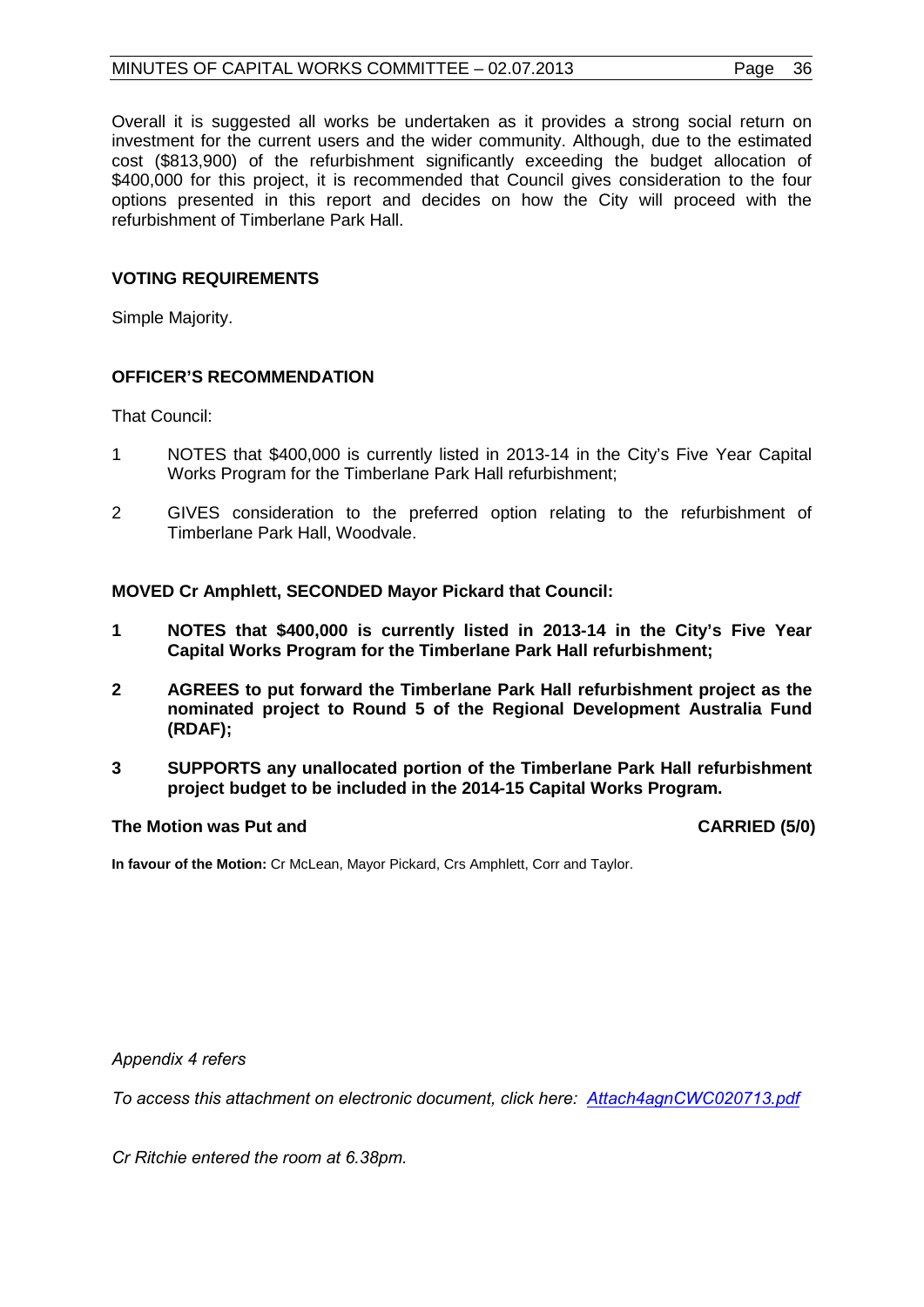Overall it is suggested all works be undertaken as it provides a strong social return on investment for the current users and the wider community. Although, due to the estimated cost ($813,900) of the refurbishment significantly exceeding the budget allocation of $400,000 for this project, it is recommended that Council gives consideration to the four options presented in this report and decides on how the City will proceed with the refurbishment of Timberlane Park Hall.

**VOTING REQUIREMENTS**

Simple Majority.

**OFFICER'S RECOMMENDATION**

That Council:

1. NOTES that $400,000 is currently listed in 2013-14 in the City's Five Year Capital Works Program for the Timberlane Park Hall refurbishment;
2. GIVES consideration to the preferred option relating to the refurbishment of Timberlane Park Hall, Woodvale.

**MOVED Cr Amphlett, SECONDED Mayor Pickard that Council:**

1. **NOTES that $400,000 is currently listed in 2013-14 in the City's Five Year Capital Works Program for the Timberlane Park Hall refurbishment;**
2. **AGREES to put forward the Timberlane Park Hall refurbishment project as the nominated project to Round 5 of the Regional Development Australia Fund (RDAF);**
3. **SUPPORTS any unallocated portion of the Timberlane Park Hall refurbishment project budget to be included in the 2014-15 Capital Works Program.**

**The Motion was Put and CARRIED (5/0)**

**In favour of the Motion:** Cr McLean, Mayor Pickard, Crs Amphlett, Corr and Taylor.

*Appendix 4 refers*

*To access this attachment on electronic document, click here: Attach4agnCWC020713.pdf*

*Cr Ritchie entered the room at 6.38pm.*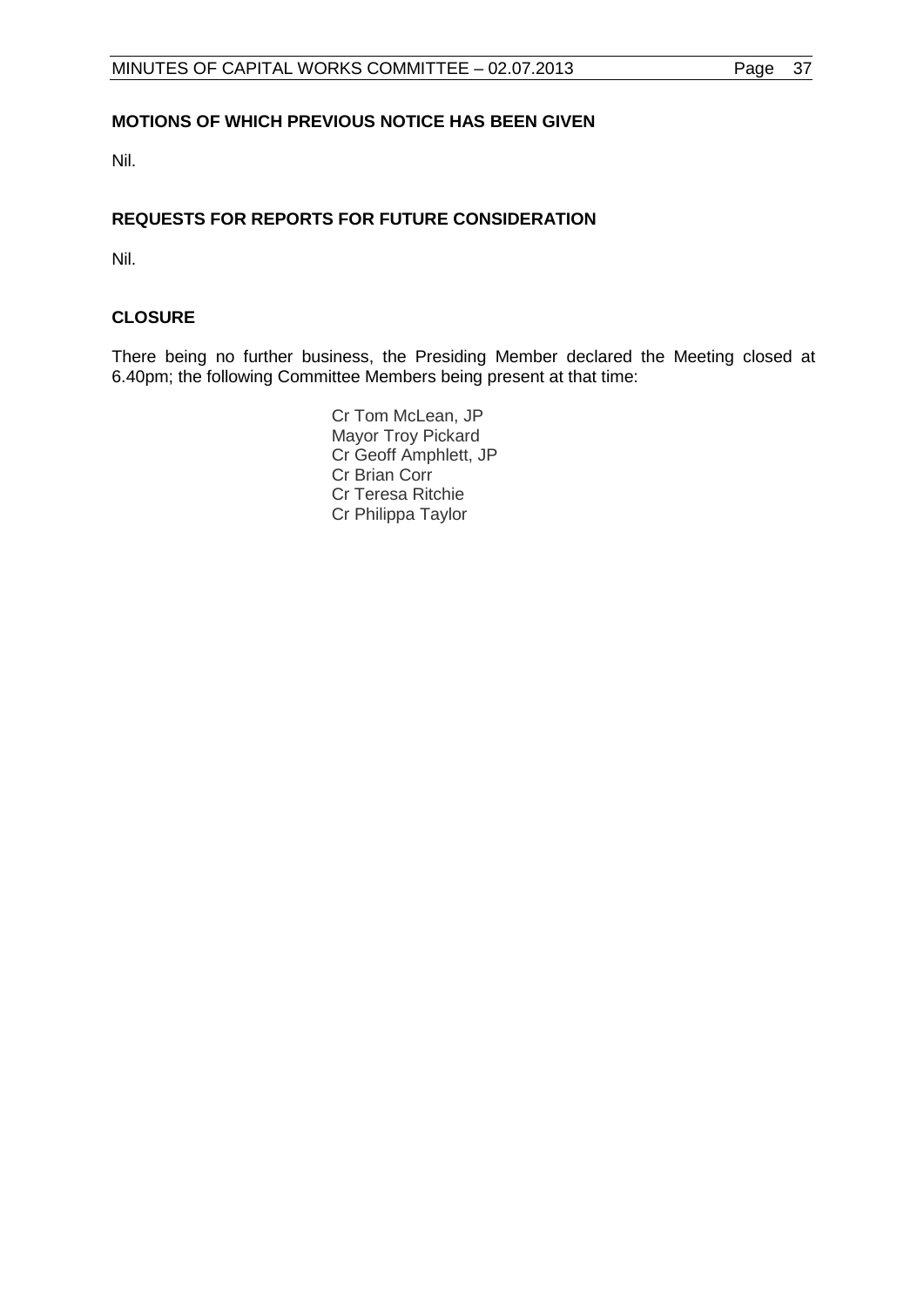## MOTIONS OF WHICH PREVIOUS NOTICE HAS BEEN GIVEN

Nil.

## REQUESTS FOR REPORTS FOR FUTURE CONSIDERATION

Nil.

## CLOSURE

There being no further business, the Presiding Member declared the Meeting closed at 6.40pm; the following Committee Members being present at that time:

Cr Tom McLean, JP
Mayor Troy Pickard
Cr Geoff Amphlett, JP
Cr Brian Corr
Cr Teresa Ritchie
Cr Philippa Taylor